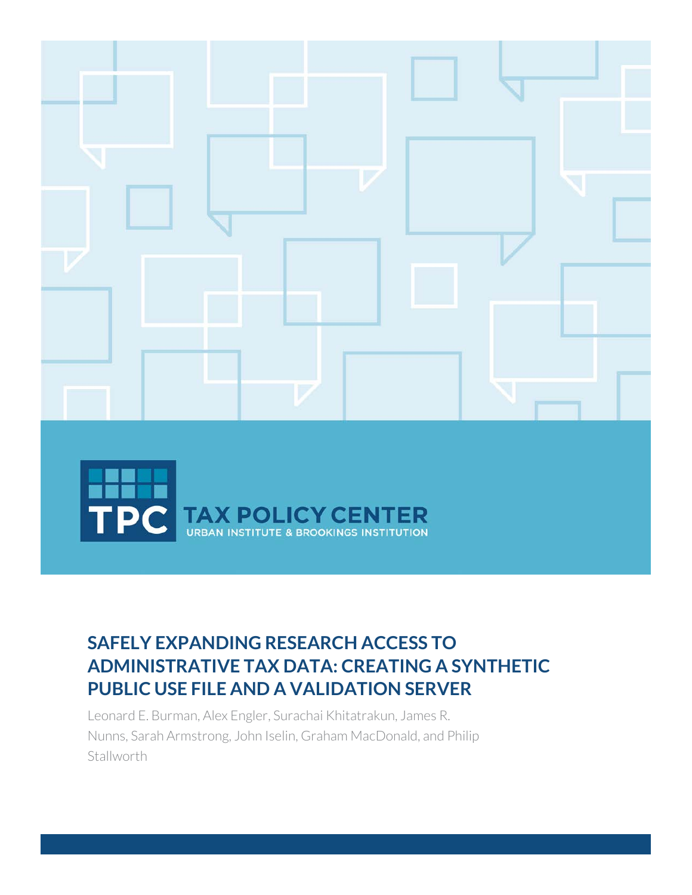TPC TAX POLICY CENTER

URBAN INSTITUTE & BROOKINGS INSTITUTION

# SAFELY EXPANDING RESEARCH ACCESS TO ADMINISTRATIVE TAX DATA: CREATING A SYNTHETIC PUBLIC USE FILE AND A VALIDATION SERVER

Leonard E. Burman, Alex Engler, Surachai Khitatrakun, James R. Nunns, Sarah Armstrong, John Iselin, Graham MacDonald, and Philip Stallworth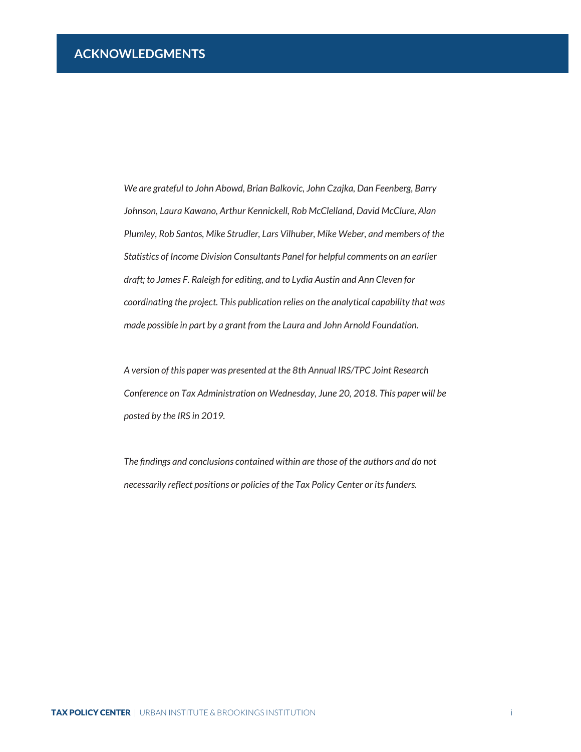## ACKNOWLEDGMENTS

*We are grateful to John Abowd, Brian Balkovic, John Czajka, Dan Feenberg, Barry Johnson, Laura Kawano, Arthur Kennickell, Rob McClelland, David McClure, Alan Plumley, Rob Santos, Mike Strudler, Lars Vilhuber, Mike Weber, and members of the Statistics of Income Division Consultants Panel for helpful comments on an earlier draft; to James F. Raleigh for editing, and to Lydia Austin and Ann Cleven for coordinating the project. This publication relies on the analytical capability that was made possible in part by a grant from the Laura and John Arnold Foundation.*

*A version of this paper was presented at the 8th Annual IRS/TPC Joint Research Conference on Tax Administration on Wednesday, June 20, 2018. This paper will be posted by the IRS in 2019.*

*The findings and conclusions contained within are those of the authors and do not necessarily reflect positions or policies of the Tax Policy Center or its funders.*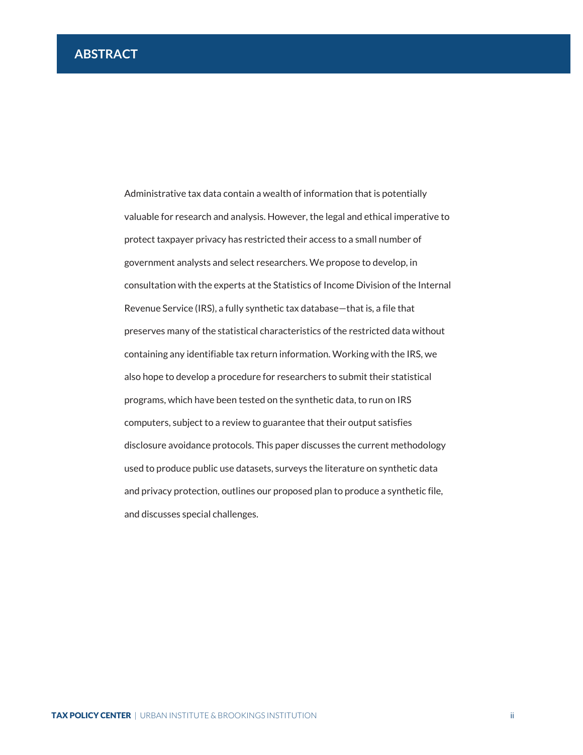# ABSTRACT

Administrative tax data contain a wealth of information that is potentially valuable for research and analysis. However, the legal and ethical imperative to protect taxpayer privacy has restricted their access to a small number of government analysts and select researchers. We propose to develop, in consultation with the experts at the Statistics of Income Division of the Internal Revenue Service (IRS), a fully synthetic tax database—that is, a file that preserves many of the statistical characteristics of the restricted data without containing any identifiable tax return information. Working with the IRS, we also hope to develop a procedure for researchers to submit their statistical programs, which have been tested on the synthetic data, to run on IRS computers, subject to a review to guarantee that their output satisfies disclosure avoidance protocols. This paper discusses the current methodology used to produce public use datasets, surveys the literature on synthetic data and privacy protection, outlines our proposed plan to produce a synthetic file, and discusses special challenges.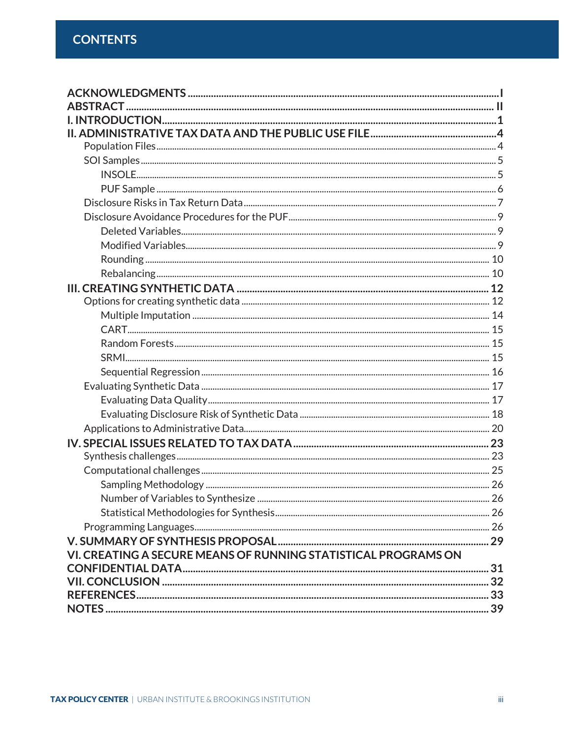# CONTENTS

- **ACKNOWLEDGMENTS** ........ I
- **ABSTRACT** ........ II
- **I. INTRODUCTION** ........ 1
- **II. ADMINISTRATIVE TAX DATA AND THE PUBLIC USE FILE** ........ 4
  - Population Files ........ 4
  - SOI Samples ........ 5
    - INSOLE ........ 5
    - PUF Sample ........ 6
  - Disclosure Risks in Tax Return Data ........ 7
  - Disclosure Avoidance Procedures for the PUF ........ 9
    - Deleted Variables ........ 9
    - Modified Variables ........ 9
    - Rounding ........ 10
    - Rebalancing ........ 10
- **III. CREATING SYNTHETIC DATA** ........ 12
  - Options for creating synthetic data ........ 12
    - Multiple Imputation ........ 14
    - CART ........ 15
    - Random Forests ........ 15
    - SRMI ........ 15
    - Sequential Regression ........ 16
  - Evaluating Synthetic Data ........ 17
    - Evaluating Data Quality ........ 17
    - Evaluating Disclosure Risk of Synthetic Data ........ 18
  - Applications to Administrative Data ........ 20
- **IV. SPECIAL ISSUES RELATED TO TAX DATA** ........ 23
  - Synthesis challenges ........ 23
  - Computational challenges ........ 25
    - Sampling Methodology ........ 26
    - Number of Variables to Synthesize ........ 26
    - Statistical Methodologies for Synthesis ........ 26
  - Programming Languages ........ 26
- **V. SUMMARY OF SYNTHESIS PROPOSAL** ........ 29
- **VI. CREATING A SECURE MEANS OF RUNNING STATISTICAL PROGRAMS ON CONFIDENTIAL DATA** ........ 31
- **VII. CONCLUSION** ........ 32
- **REFERENCES** ........ 33
- **NOTES** ........ 39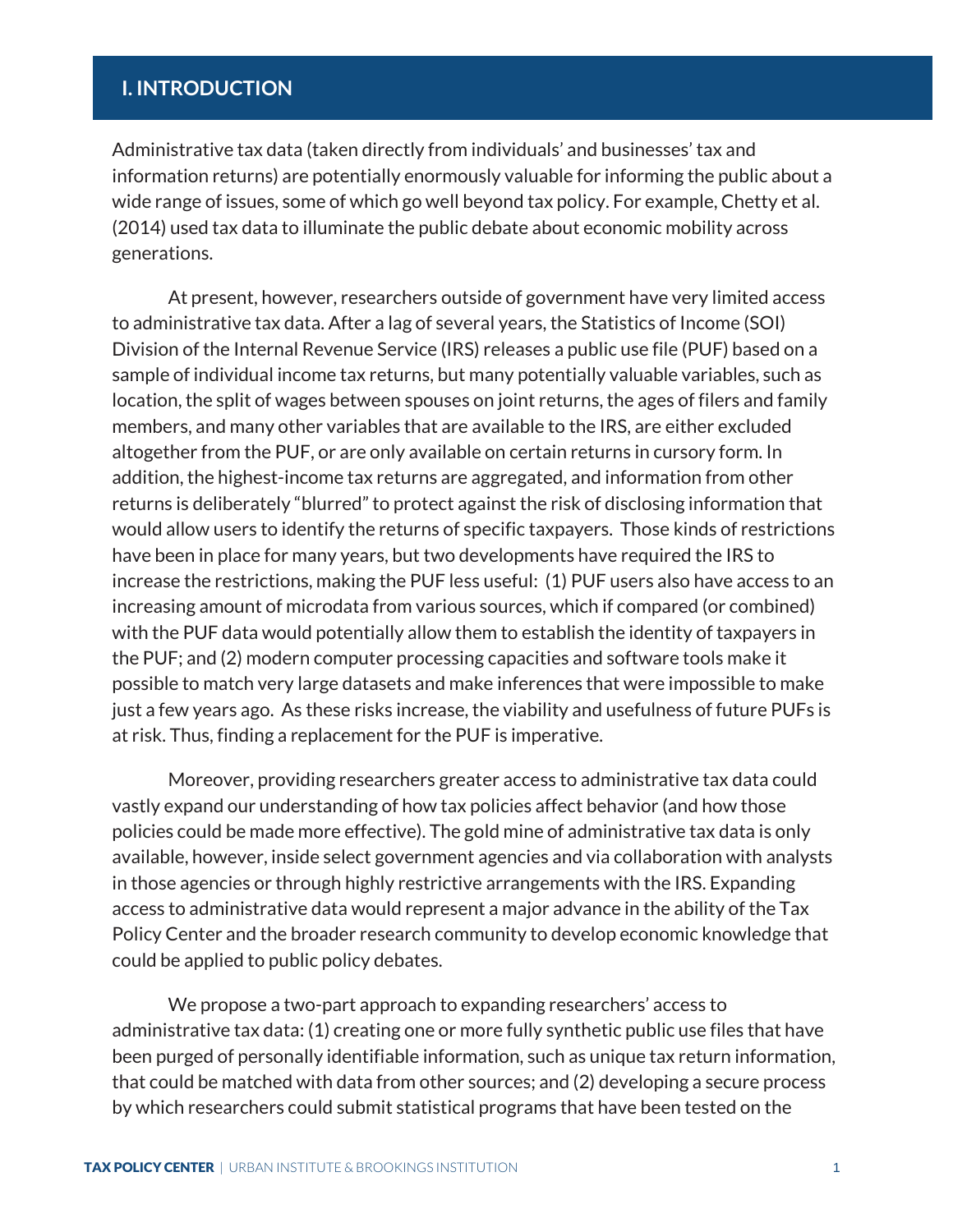## I. INTRODUCTION

Administrative tax data (taken directly from individuals' and businesses' tax and information returns) are potentially enormously valuable for informing the public about a wide range of issues, some of which go well beyond tax policy. For example, Chetty et al. (2014) used tax data to illuminate the public debate about economic mobility across generations.

At present, however, researchers outside of government have very limited access to administrative tax data. After a lag of several years, the Statistics of Income (SOI) Division of the Internal Revenue Service (IRS) releases a public use file (PUF) based on a sample of individual income tax returns, but many potentially valuable variables, such as location, the split of wages between spouses on joint returns, the ages of filers and family members, and many other variables that are available to the IRS, are either excluded altogether from the PUF, or are only available on certain returns in cursory form. In addition, the highest-income tax returns are aggregated, and information from other returns is deliberately "blurred" to protect against the risk of disclosing information that would allow users to identify the returns of specific taxpayers. Those kinds of restrictions have been in place for many years, but two developments have required the IRS to increase the restrictions, making the PUF less useful: (1) PUF users also have access to an increasing amount of microdata from various sources, which if compared (or combined) with the PUF data would potentially allow them to establish the identity of taxpayers in the PUF; and (2) modern computer processing capacities and software tools make it possible to match very large datasets and make inferences that were impossible to make just a few years ago. As these risks increase, the viability and usefulness of future PUFs is at risk. Thus, finding a replacement for the PUF is imperative.

Moreover, providing researchers greater access to administrative tax data could vastly expand our understanding of how tax policies affect behavior (and how those policies could be made more effective). The gold mine of administrative tax data is only available, however, inside select government agencies and via collaboration with analysts in those agencies or through highly restrictive arrangements with the IRS. Expanding access to administrative data would represent a major advance in the ability of the Tax Policy Center and the broader research community to develop economic knowledge that could be applied to public policy debates.

We propose a two-part approach to expanding researchers' access to administrative tax data: (1) creating one or more fully synthetic public use files that have been purged of personally identifiable information, such as unique tax return information, that could be matched with data from other sources; and (2) developing a secure process by which researchers could submit statistical programs that have been tested on the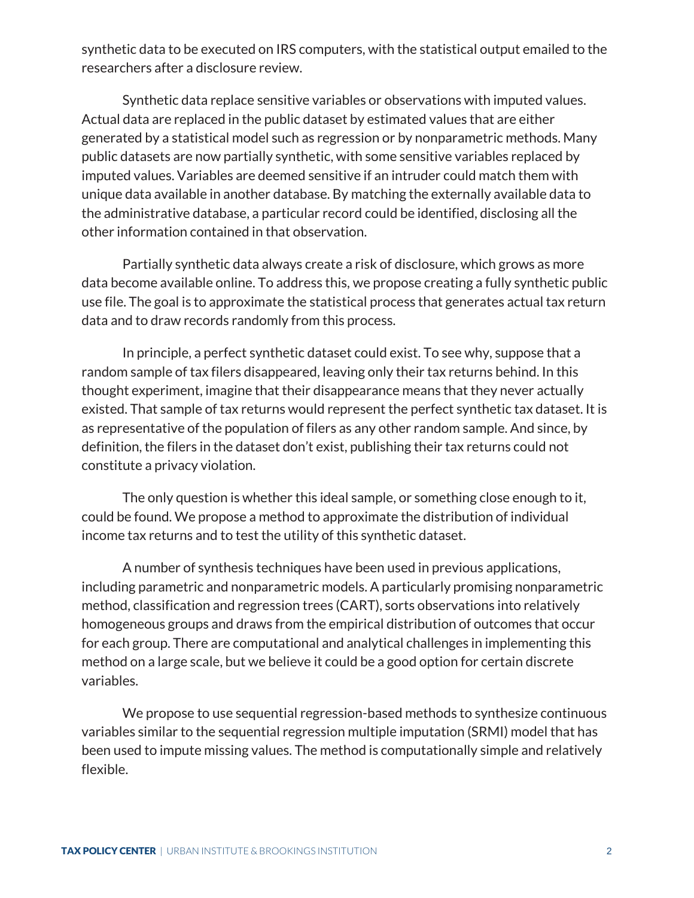synthetic data to be executed on IRS computers, with the statistical output emailed to the researchers after a disclosure review.

Synthetic data replace sensitive variables or observations with imputed values. Actual data are replaced in the public dataset by estimated values that are either generated by a statistical model such as regression or by nonparametric methods. Many public datasets are now partially synthetic, with some sensitive variables replaced by imputed values. Variables are deemed sensitive if an intruder could match them with unique data available in another database. By matching the externally available data to the administrative database, a particular record could be identified, disclosing all the other information contained in that observation.

Partially synthetic data always create a risk of disclosure, which grows as more data become available online. To address this, we propose creating a fully synthetic public use file. The goal is to approximate the statistical process that generates actual tax return data and to draw records randomly from this process.

In principle, a perfect synthetic dataset could exist. To see why, suppose that a random sample of tax filers disappeared, leaving only their tax returns behind. In this thought experiment, imagine that their disappearance means that they never actually existed. That sample of tax returns would represent the perfect synthetic tax dataset. It is as representative of the population of filers as any other random sample. And since, by definition, the filers in the dataset don't exist, publishing their tax returns could not constitute a privacy violation.

The only question is whether this ideal sample, or something close enough to it, could be found. We propose a method to approximate the distribution of individual income tax returns and to test the utility of this synthetic dataset.

A number of synthesis techniques have been used in previous applications, including parametric and nonparametric models. A particularly promising nonparametric method, classification and regression trees (CART), sorts observations into relatively homogeneous groups and draws from the empirical distribution of outcomes that occur for each group. There are computational and analytical challenges in implementing this method on a large scale, but we believe it could be a good option for certain discrete variables.

We propose to use sequential regression-based methods to synthesize continuous variables similar to the sequential regression multiple imputation (SRMI) model that has been used to impute missing values. The method is computationally simple and relatively flexible.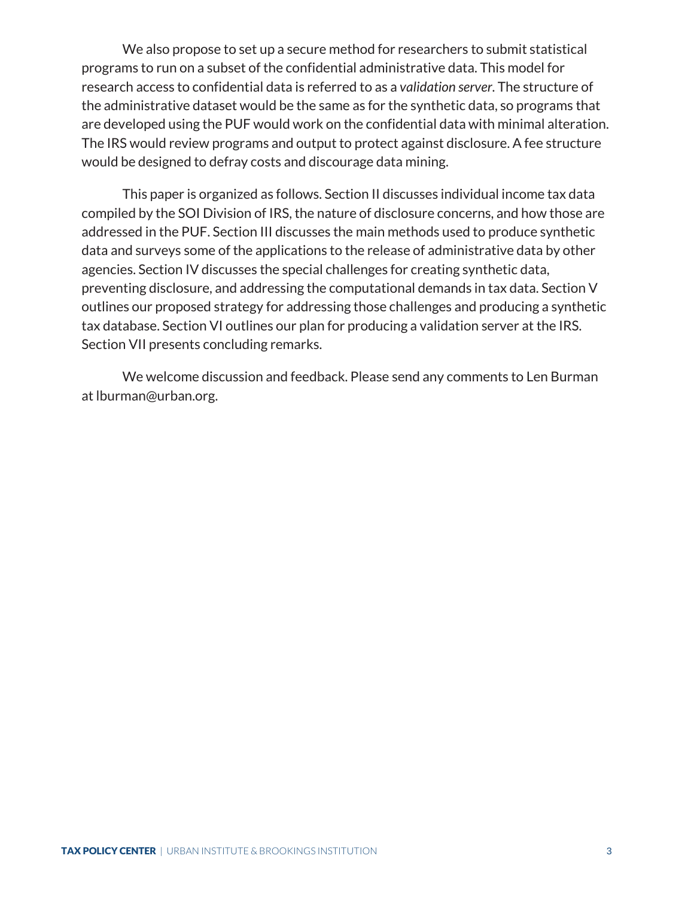We also propose to set up a secure method for researchers to submit statistical programs to run on a subset of the confidential administrative data. This model for research access to confidential data is referred to as a *validation server*. The structure of the administrative dataset would be the same as for the synthetic data, so programs that are developed using the PUF would work on the confidential data with minimal alteration. The IRS would review programs and output to protect against disclosure. A fee structure would be designed to defray costs and discourage data mining.

This paper is organized as follows. Section II discusses individual income tax data compiled by the SOI Division of IRS, the nature of disclosure concerns, and how those are addressed in the PUF. Section III discusses the main methods used to produce synthetic data and surveys some of the applications to the release of administrative data by other agencies. Section IV discusses the special challenges for creating synthetic data, preventing disclosure, and addressing the computational demands in tax data. Section V outlines our proposed strategy for addressing those challenges and producing a synthetic tax database. Section VI outlines our plan for producing a validation server at the IRS. Section VII presents concluding remarks.

We welcome discussion and feedback. Please send any comments to Len Burman at lburman@urban.org.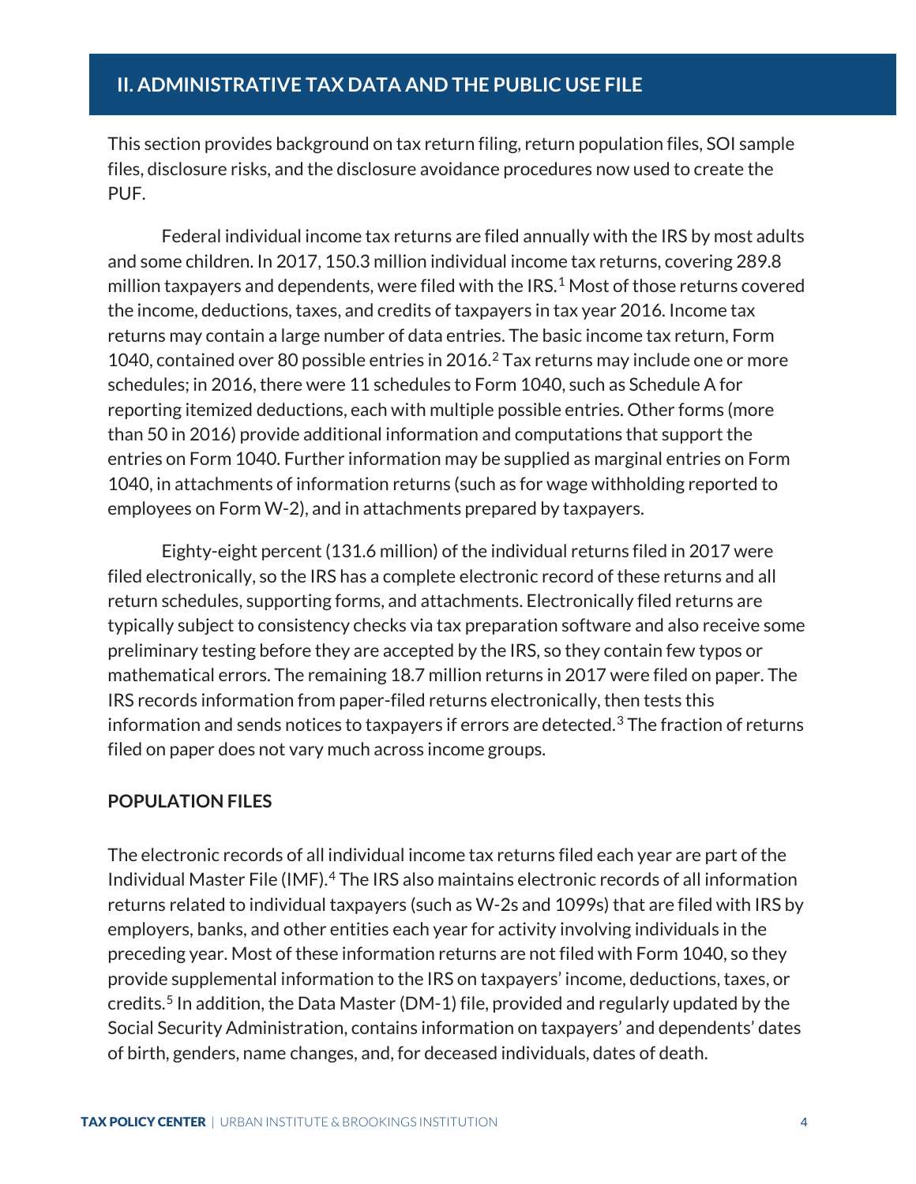## II. ADMINISTRATIVE TAX DATA AND THE PUBLIC USE FILE

This section provides background on tax return filing, return population files, SOI sample files, disclosure risks, and the disclosure avoidance procedures now used to create the PUF.

Federal individual income tax returns are filed annually with the IRS by most adults and some children. In 2017, 150.3 million individual income tax returns, covering 289.8 million taxpayers and dependents, were filed with the IRS.[1] Most of those returns covered the income, deductions, taxes, and credits of taxpayers in tax year 2016. Income tax returns may contain a large number of data entries. The basic income tax return, Form 1040, contained over 80 possible entries in 2016.[2] Tax returns may include one or more schedules; in 2016, there were 11 schedules to Form 1040, such as Schedule A for reporting itemized deductions, each with multiple possible entries. Other forms (more than 50 in 2016) provide additional information and computations that support the entries on Form 1040. Further information may be supplied as marginal entries on Form 1040, in attachments of information returns (such as for wage withholding reported to employees on Form W-2), and in attachments prepared by taxpayers.

Eighty-eight percent (131.6 million) of the individual returns filed in 2017 were filed electronically, so the IRS has a complete electronic record of these returns and all return schedules, supporting forms, and attachments. Electronically filed returns are typically subject to consistency checks via tax preparation software and also receive some preliminary testing before they are accepted by the IRS, so they contain few typos or mathematical errors. The remaining 18.7 million returns in 2017 were filed on paper. The IRS records information from paper-filed returns electronically, then tests this information and sends notices to taxpayers if errors are detected.[3] The fraction of returns filed on paper does not vary much across income groups.

### POPULATION FILES

The electronic records of all individual income tax returns filed each year are part of the Individual Master File (IMF).[4] The IRS also maintains electronic records of all information returns related to individual taxpayers (such as W-2s and 1099s) that are filed with IRS by employers, banks, and other entities each year for activity involving individuals in the preceding year. Most of these information returns are not filed with Form 1040, so they provide supplemental information to the IRS on taxpayers' income, deductions, taxes, or credits.[5] In addition, the Data Master (DM-1) file, provided and regularly updated by the Social Security Administration, contains information on taxpayers' and dependents' dates of birth, genders, name changes, and, for deceased individuals, dates of death.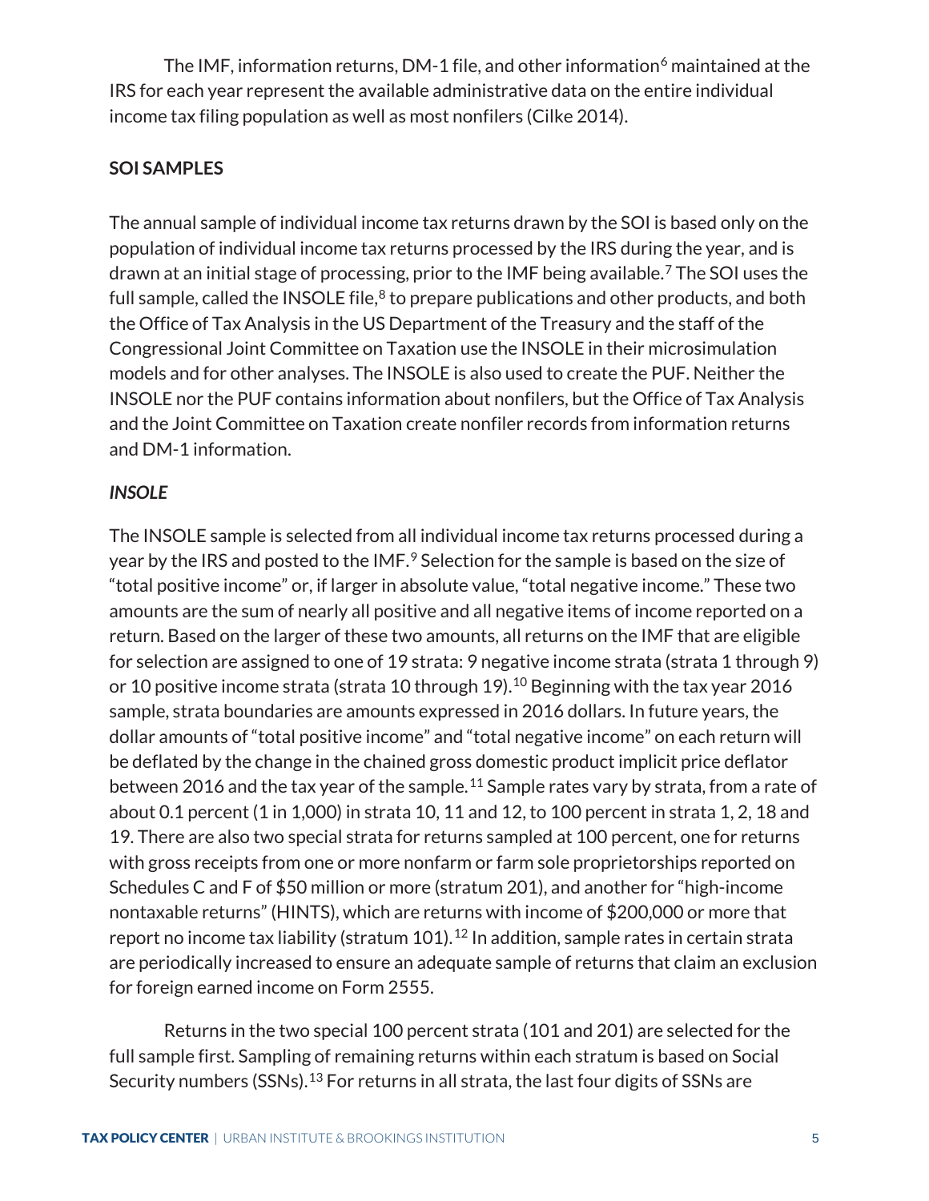The IMF, information returns, DM-1 file, and other information[6] maintained at the IRS for each year represent the available administrative data on the entire individual income tax filing population as well as most nonfilers (Cilke 2014).

## SOI SAMPLES

The annual sample of individual income tax returns drawn by the SOI is based only on the population of individual income tax returns processed by the IRS during the year, and is drawn at an initial stage of processing, prior to the IMF being available.[7] The SOI uses the full sample, called the INSOLE file,[8] to prepare publications and other products, and both the Office of Tax Analysis in the US Department of the Treasury and the staff of the Congressional Joint Committee on Taxation use the INSOLE in their microsimulation models and for other analyses. The INSOLE is also used to create the PUF. Neither the INSOLE nor the PUF contains information about nonfilers, but the Office of Tax Analysis and the Joint Committee on Taxation create nonfiler records from information returns and DM-1 information.

### *INSOLE*

The INSOLE sample is selected from all individual income tax returns processed during a year by the IRS and posted to the IMF.[9] Selection for the sample is based on the size of "total positive income" or, if larger in absolute value, "total negative income." These two amounts are the sum of nearly all positive and all negative items of income reported on a return. Based on the larger of these two amounts, all returns on the IMF that are eligible for selection are assigned to one of 19 strata: 9 negative income strata (strata 1 through 9) or 10 positive income strata (strata 10 through 19).[10] Beginning with the tax year 2016 sample, strata boundaries are amounts expressed in 2016 dollars. In future years, the dollar amounts of "total positive income" and "total negative income" on each return will be deflated by the change in the chained gross domestic product implicit price deflator between 2016 and the tax year of the sample.[11] Sample rates vary by strata, from a rate of about 0.1 percent (1 in 1,000) in strata 10, 11 and 12, to 100 percent in strata 1, 2, 18 and 19. There are also two special strata for returns sampled at 100 percent, one for returns with gross receipts from one or more nonfarm or farm sole proprietorships reported on Schedules C and F of $50 million or more (stratum 201), and another for "high-income nontaxable returns" (HINTS), which are returns with income of $200,000 or more that report no income tax liability (stratum 101).[12] In addition, sample rates in certain strata are periodically increased to ensure an adequate sample of returns that claim an exclusion for foreign earned income on Form 2555.

Returns in the two special 100 percent strata (101 and 201) are selected for the full sample first. Sampling of remaining returns within each stratum is based on Social Security numbers (SSNs).[13] For returns in all strata, the last four digits of SSNs are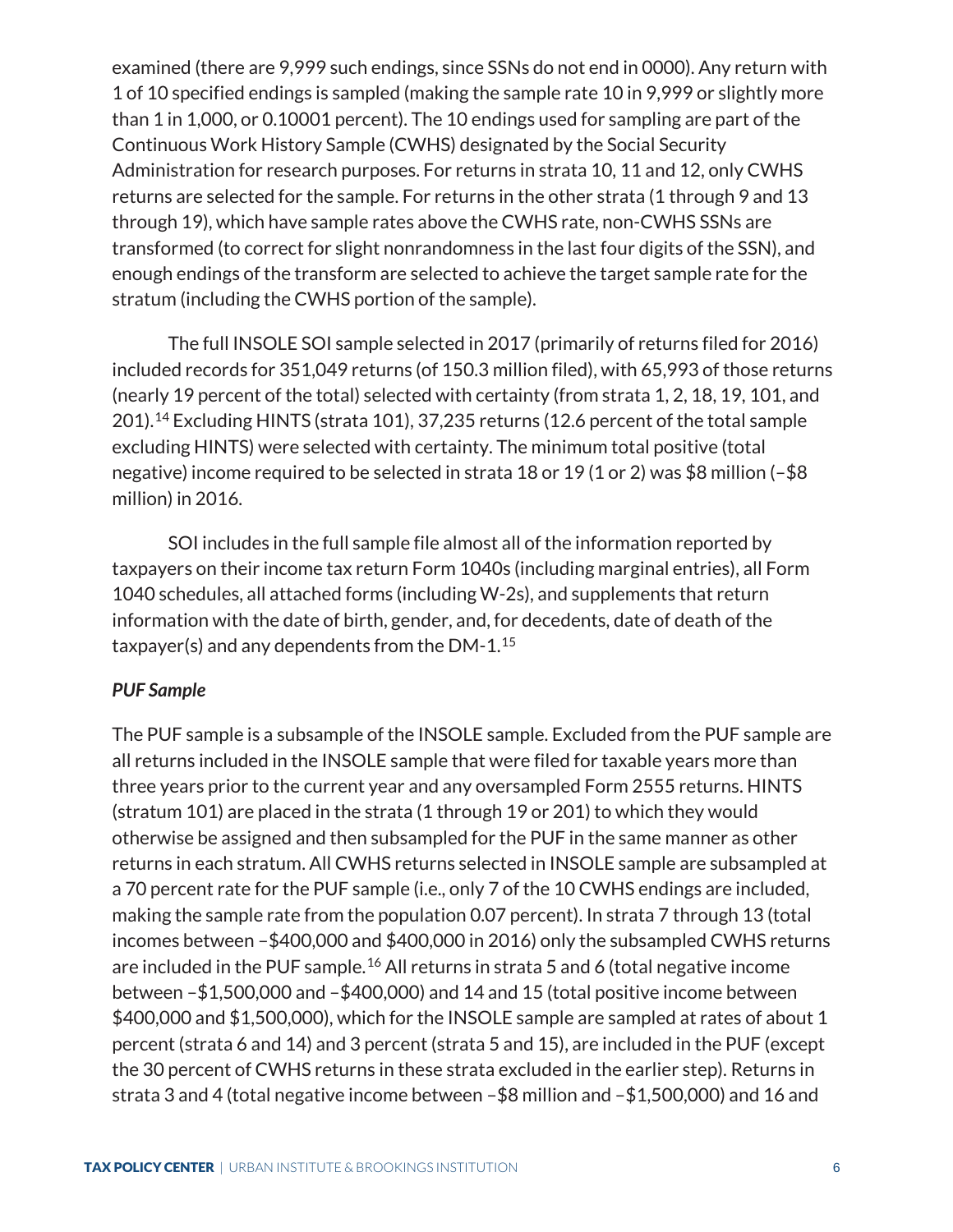examined (there are 9,999 such endings, since SSNs do not end in 0000). Any return with 1 of 10 specified endings is sampled (making the sample rate 10 in 9,999 or slightly more than 1 in 1,000, or 0.10001 percent). The 10 endings used for sampling are part of the Continuous Work History Sample (CWHS) designated by the Social Security Administration for research purposes. For returns in strata 10, 11 and 12, only CWHS returns are selected for the sample. For returns in the other strata (1 through 9 and 13 through 19), which have sample rates above the CWHS rate, non-CWHS SSNs are transformed (to correct for slight nonrandomness in the last four digits of the SSN), and enough endings of the transform are selected to achieve the target sample rate for the stratum (including the CWHS portion of the sample).

The full INSOLE SOI sample selected in 2017 (primarily of returns filed for 2016) included records for 351,049 returns (of 150.3 million filed), with 65,993 of those returns (nearly 19 percent of the total) selected with certainty (from strata 1, 2, 18, 19, 101, and 201).[14] Excluding HINTS (strata 101), 37,235 returns (12.6 percent of the total sample excluding HINTS) were selected with certainty. The minimum total positive (total negative) income required to be selected in strata 18 or 19 (1 or 2) was $8 million (–$8 million) in 2016.

SOI includes in the full sample file almost all of the information reported by taxpayers on their income tax return Form 1040s (including marginal entries), all Form 1040 schedules, all attached forms (including W-2s), and supplements that return information with the date of birth, gender, and, for decedents, date of death of the taxpayer(s) and any dependents from the DM-1.[15]

***PUF Sample***

The PUF sample is a subsample of the INSOLE sample. Excluded from the PUF sample are all returns included in the INSOLE sample that were filed for taxable years more than three years prior to the current year and any oversampled Form 2555 returns. HINTS (stratum 101) are placed in the strata (1 through 19 or 201) to which they would otherwise be assigned and then subsampled for the PUF in the same manner as other returns in each stratum. All CWHS returns selected in INSOLE sample are subsampled at a 70 percent rate for the PUF sample (i.e., only 7 of the 10 CWHS endings are included, making the sample rate from the population 0.07 percent). In strata 7 through 13 (total incomes between –$400,000 and $400,000 in 2016) only the subsampled CWHS returns are included in the PUF sample.[16] All returns in strata 5 and 6 (total negative income between –$1,500,000 and –$400,000) and 14 and 15 (total positive income between $400,000 and $1,500,000), which for the INSOLE sample are sampled at rates of about 1 percent (strata 6 and 14) and 3 percent (strata 5 and 15), are included in the PUF (except the 30 percent of CWHS returns in these strata excluded in the earlier step). Returns in strata 3 and 4 (total negative income between –$8 million and –$1,500,000) and 16 and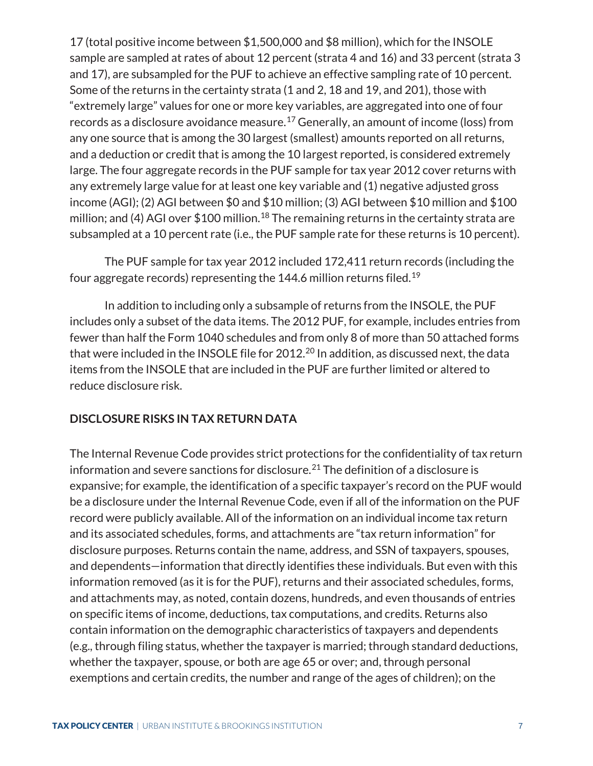17 (total positive income between $1,500,000 and $8 million), which for the INSOLE sample are sampled at rates of about 12 percent (strata 4 and 16) and 33 percent (strata 3 and 17), are subsampled for the PUF to achieve an effective sampling rate of 10 percent. Some of the returns in the certainty strata (1 and 2, 18 and 19, and 201), those with "extremely large" values for one or more key variables, are aggregated into one of four records as a disclosure avoidance measure.[17] Generally, an amount of income (loss) from any one source that is among the 30 largest (smallest) amounts reported on all returns, and a deduction or credit that is among the 10 largest reported, is considered extremely large. The four aggregate records in the PUF sample for tax year 2012 cover returns with any extremely large value for at least one key variable and (1) negative adjusted gross income (AGI); (2) AGI between $0 and $10 million; (3) AGI between $10 million and $100 million; and (4) AGI over $100 million.[18] The remaining returns in the certainty strata are subsampled at a 10 percent rate (i.e., the PUF sample rate for these returns is 10 percent).

The PUF sample for tax year 2012 included 172,411 return records (including the four aggregate records) representing the 144.6 million returns filed.[19]

In addition to including only a subsample of returns from the INSOLE, the PUF includes only a subset of the data items. The 2012 PUF, for example, includes entries from fewer than half the Form 1040 schedules and from only 8 of more than 50 attached forms that were included in the INSOLE file for 2012.[20] In addition, as discussed next, the data items from the INSOLE that are included in the PUF are further limited or altered to reduce disclosure risk.

**DISCLOSURE RISKS IN TAX RETURN DATA**

The Internal Revenue Code provides strict protections for the confidentiality of tax return information and severe sanctions for disclosure.[21] The definition of a disclosure is expansive; for example, the identification of a specific taxpayer's record on the PUF would be a disclosure under the Internal Revenue Code, even if all of the information on the PUF record were publicly available. All of the information on an individual income tax return and its associated schedules, forms, and attachments are "tax return information" for disclosure purposes. Returns contain the name, address, and SSN of taxpayers, spouses, and dependents—information that directly identifies these individuals. But even with this information removed (as it is for the PUF), returns and their associated schedules, forms, and attachments may, as noted, contain dozens, hundreds, and even thousands of entries on specific items of income, deductions, tax computations, and credits. Returns also contain information on the demographic characteristics of taxpayers and dependents (e.g., through filing status, whether the taxpayer is married; through standard deductions, whether the taxpayer, spouse, or both are age 65 or over; and, through personal exemptions and certain credits, the number and range of the ages of children); on the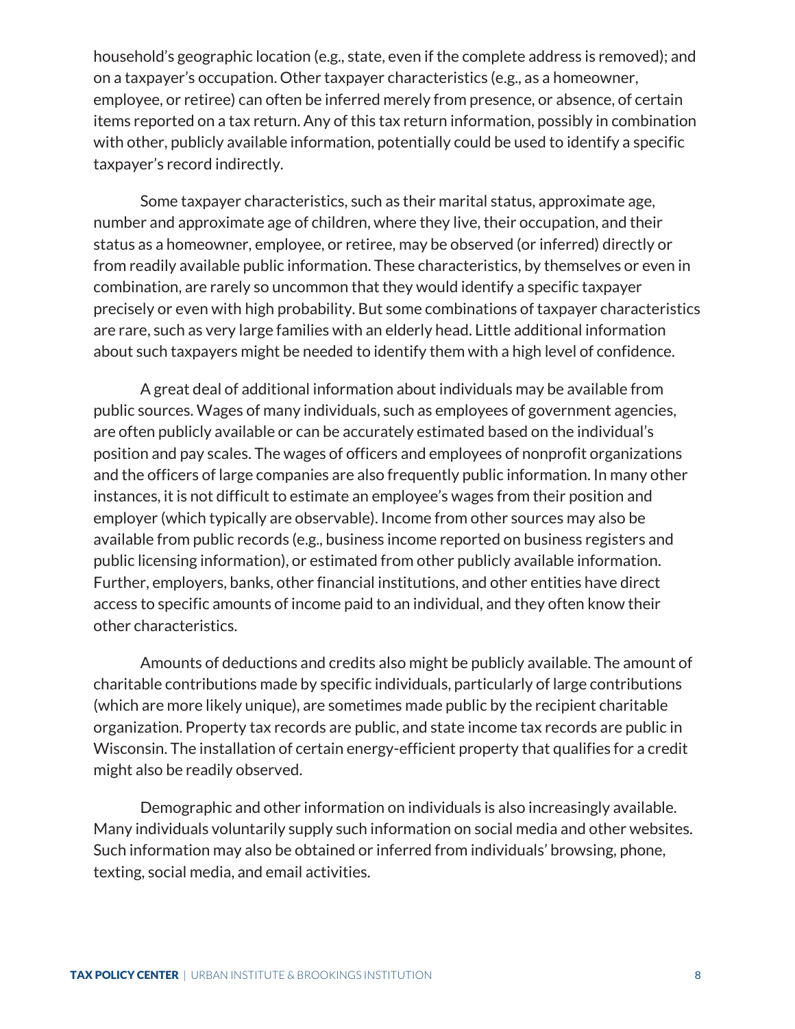household's geographic location (e.g., state, even if the complete address is removed); and on a taxpayer's occupation. Other taxpayer characteristics (e.g., as a homeowner, employee, or retiree) can often be inferred merely from presence, or absence, of certain items reported on a tax return. Any of this tax return information, possibly in combination with other, publicly available information, potentially could be used to identify a specific taxpayer's record indirectly.

Some taxpayer characteristics, such as their marital status, approximate age, number and approximate age of children, where they live, their occupation, and their status as a homeowner, employee, or retiree, may be observed (or inferred) directly or from readily available public information. These characteristics, by themselves or even in combination, are rarely so uncommon that they would identify a specific taxpayer precisely or even with high probability. But some combinations of taxpayer characteristics are rare, such as very large families with an elderly head. Little additional information about such taxpayers might be needed to identify them with a high level of confidence.

A great deal of additional information about individuals may be available from public sources. Wages of many individuals, such as employees of government agencies, are often publicly available or can be accurately estimated based on the individual's position and pay scales. The wages of officers and employees of nonprofit organizations and the officers of large companies are also frequently public information. In many other instances, it is not difficult to estimate an employee's wages from their position and employer (which typically are observable). Income from other sources may also be available from public records (e.g., business income reported on business registers and public licensing information), or estimated from other publicly available information. Further, employers, banks, other financial institutions, and other entities have direct access to specific amounts of income paid to an individual, and they often know their other characteristics.

Amounts of deductions and credits also might be publicly available. The amount of charitable contributions made by specific individuals, particularly of large contributions (which are more likely unique), are sometimes made public by the recipient charitable organization. Property tax records are public, and state income tax records are public in Wisconsin. The installation of certain energy-efficient property that qualifies for a credit might also be readily observed.

Demographic and other information on individuals is also increasingly available. Many individuals voluntarily supply such information on social media and other websites. Such information may also be obtained or inferred from individuals' browsing, phone, texting, social media, and email activities.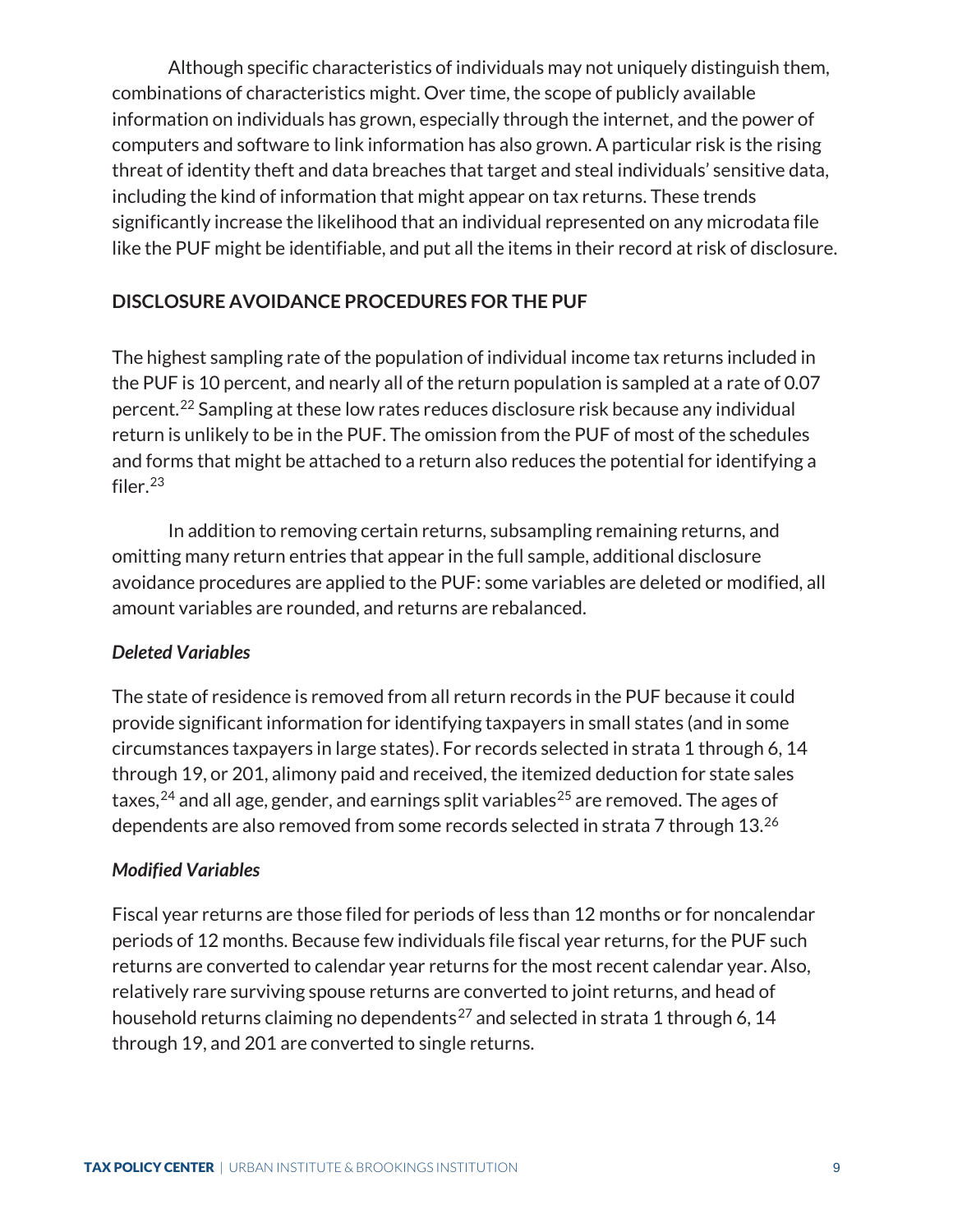Although specific characteristics of individuals may not uniquely distinguish them, combinations of characteristics might. Over time, the scope of publicly available information on individuals has grown, especially through the internet, and the power of computers and software to link information has also grown. A particular risk is the rising threat of identity theft and data breaches that target and steal individuals' sensitive data, including the kind of information that might appear on tax returns. These trends significantly increase the likelihood that an individual represented on any microdata file like the PUF might be identifiable, and put all the items in their record at risk of disclosure.

## DISCLOSURE AVOIDANCE PROCEDURES FOR THE PUF

The highest sampling rate of the population of individual income tax returns included in the PUF is 10 percent, and nearly all of the return population is sampled at a rate of 0.07 percent.[22] Sampling at these low rates reduces disclosure risk because any individual return is unlikely to be in the PUF. The omission from the PUF of most of the schedules and forms that might be attached to a return also reduces the potential for identifying a filer.[23]

In addition to removing certain returns, subsampling remaining returns, and omitting many return entries that appear in the full sample, additional disclosure avoidance procedures are applied to the PUF: some variables are deleted or modified, all amount variables are rounded, and returns are rebalanced.

### *Deleted Variables*

The state of residence is removed from all return records in the PUF because it could provide significant information for identifying taxpayers in small states (and in some circumstances taxpayers in large states). For records selected in strata 1 through 6, 14 through 19, or 201, alimony paid and received, the itemized deduction for state sales taxes,[24] and all age, gender, and earnings split variables[25] are removed. The ages of dependents are also removed from some records selected in strata 7 through 13.[26]

### *Modified Variables*

Fiscal year returns are those filed for periods of less than 12 months or for noncalendar periods of 12 months. Because few individuals file fiscal year returns, for the PUF such returns are converted to calendar year returns for the most recent calendar year. Also, relatively rare surviving spouse returns are converted to joint returns, and head of household returns claiming no dependents[27] and selected in strata 1 through 6, 14 through 19, and 201 are converted to single returns.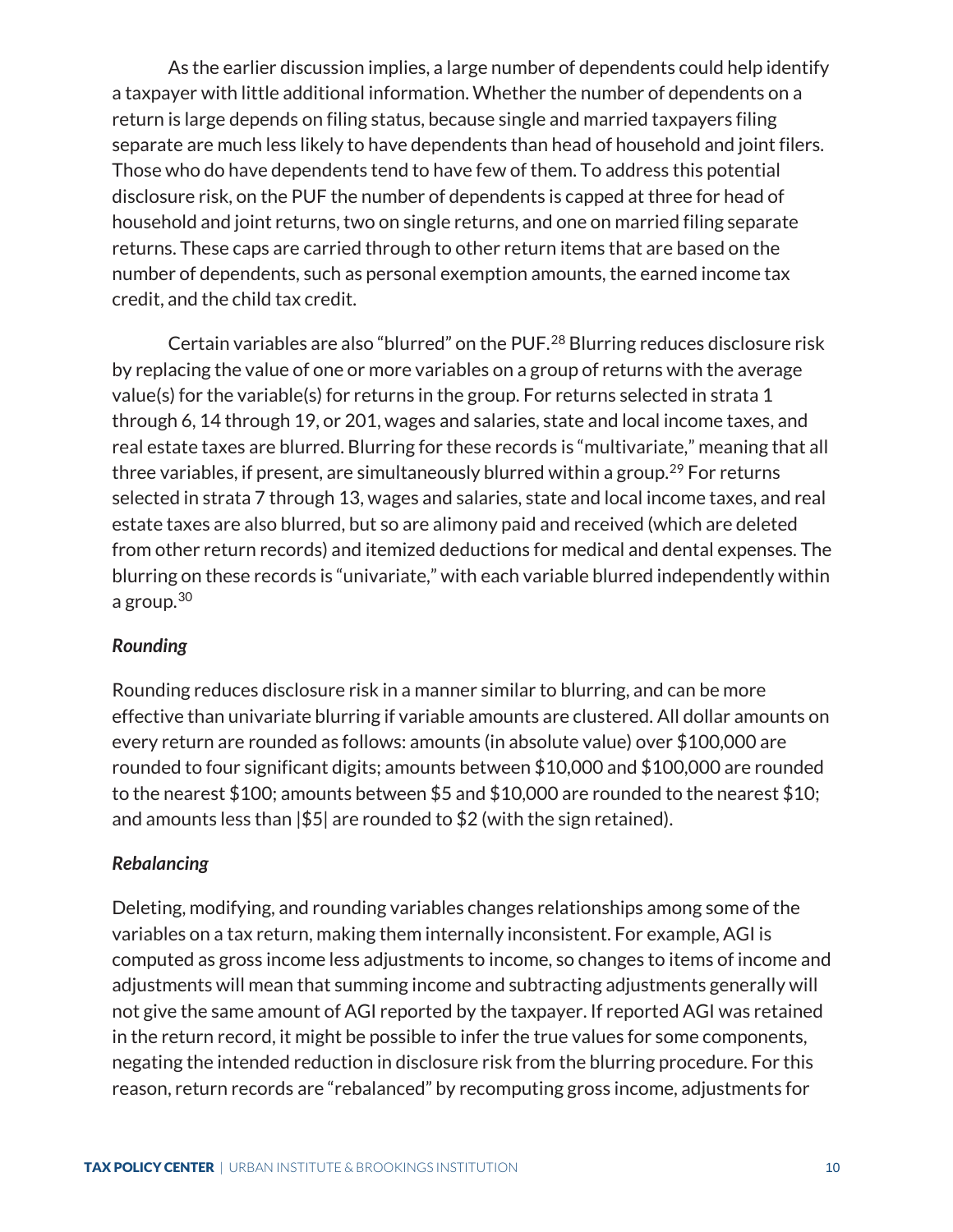As the earlier discussion implies, a large number of dependents could help identify a taxpayer with little additional information. Whether the number of dependents on a return is large depends on filing status, because single and married taxpayers filing separate are much less likely to have dependents than head of household and joint filers. Those who do have dependents tend to have few of them. To address this potential disclosure risk, on the PUF the number of dependents is capped at three for head of household and joint returns, two on single returns, and one on married filing separate returns. These caps are carried through to other return items that are based on the number of dependents, such as personal exemption amounts, the earned income tax credit, and the child tax credit.

Certain variables are also "blurred" on the PUF.[28] Blurring reduces disclosure risk by replacing the value of one or more variables on a group of returns with the average value(s) for the variable(s) for returns in the group. For returns selected in strata 1 through 6, 14 through 19, or 201, wages and salaries, state and local income taxes, and real estate taxes are blurred. Blurring for these records is "multivariate," meaning that all three variables, if present, are simultaneously blurred within a group.[29] For returns selected in strata 7 through 13, wages and salaries, state and local income taxes, and real estate taxes are also blurred, but so are alimony paid and received (which are deleted from other return records) and itemized deductions for medical and dental expenses. The blurring on these records is "univariate," with each variable blurred independently within a group.[30]

### *Rounding*

Rounding reduces disclosure risk in a manner similar to blurring, and can be more effective than univariate blurring if variable amounts are clustered. All dollar amounts on every return are rounded as follows: amounts (in absolute value) over $100,000 are rounded to four significant digits; amounts between $10,000 and $100,000 are rounded to the nearest $100; amounts between $5 and $10,000 are rounded to the nearest $10; and amounts less than |$5| are rounded to $2 (with the sign retained).

### *Rebalancing*

Deleting, modifying, and rounding variables changes relationships among some of the variables on a tax return, making them internally inconsistent. For example, AGI is computed as gross income less adjustments to income, so changes to items of income and adjustments will mean that summing income and subtracting adjustments generally will not give the same amount of AGI reported by the taxpayer. If reported AGI was retained in the return record, it might be possible to infer the true values for some components, negating the intended reduction in disclosure risk from the blurring procedure. For this reason, return records are "rebalanced" by recomputing gross income, adjustments for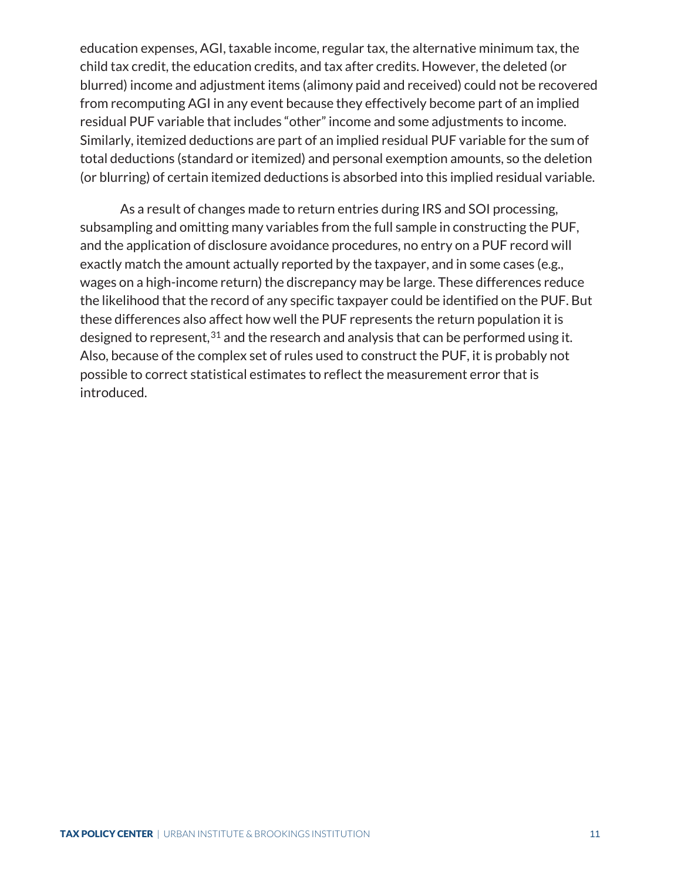education expenses, AGI, taxable income, regular tax, the alternative minimum tax, the child tax credit, the education credits, and tax after credits. However, the deleted (or blurred) income and adjustment items (alimony paid and received) could not be recovered from recomputing AGI in any event because they effectively become part of an implied residual PUF variable that includes "other" income and some adjustments to income. Similarly, itemized deductions are part of an implied residual PUF variable for the sum of total deductions (standard or itemized) and personal exemption amounts, so the deletion (or blurring) of certain itemized deductions is absorbed into this implied residual variable.

As a result of changes made to return entries during IRS and SOI processing, subsampling and omitting many variables from the full sample in constructing the PUF, and the application of disclosure avoidance procedures, no entry on a PUF record will exactly match the amount actually reported by the taxpayer, and in some cases (e.g., wages on a high-income return) the discrepancy may be large. These differences reduce the likelihood that the record of any specific taxpayer could be identified on the PUF. But these differences also affect how well the PUF represents the return population it is designed to represent,[31] and the research and analysis that can be performed using it. Also, because of the complex set of rules used to construct the PUF, it is probably not possible to correct statistical estimates to reflect the measurement error that is introduced.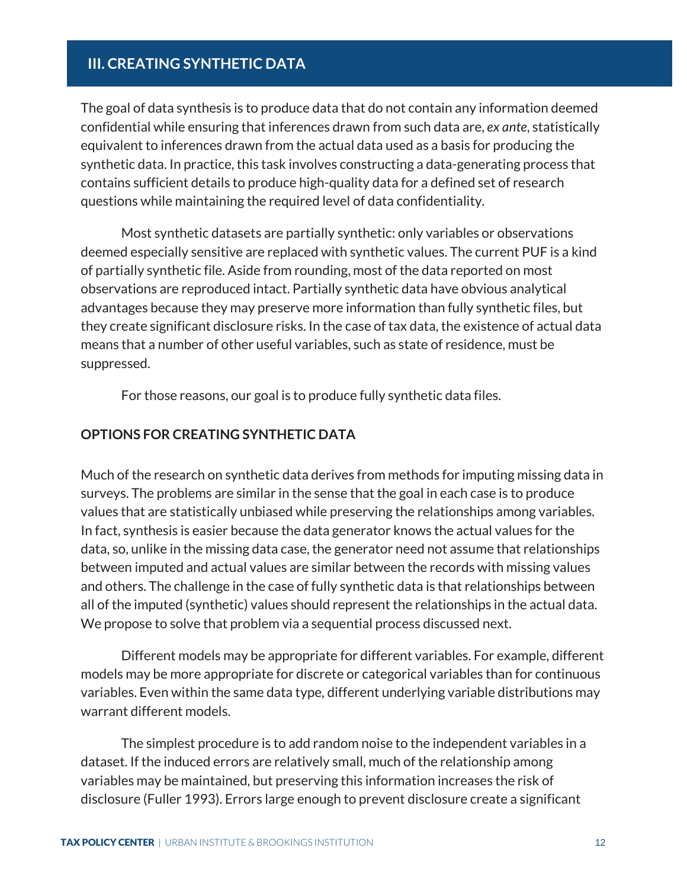## III. CREATING SYNTHETIC DATA

The goal of data synthesis is to produce data that do not contain any information deemed confidential while ensuring that inferences drawn from such data are, *ex ante*, statistically equivalent to inferences drawn from the actual data used as a basis for producing the synthetic data. In practice, this task involves constructing a data-generating process that contains sufficient details to produce high-quality data for a defined set of research questions while maintaining the required level of data confidentiality.

Most synthetic datasets are partially synthetic: only variables or observations deemed especially sensitive are replaced with synthetic values. The current PUF is a kind of partially synthetic file. Aside from rounding, most of the data reported on most observations are reproduced intact. Partially synthetic data have obvious analytical advantages because they may preserve more information than fully synthetic files, but they create significant disclosure risks. In the case of tax data, the existence of actual data means that a number of other useful variables, such as state of residence, must be suppressed.

For those reasons, our goal is to produce fully synthetic data files.

### OPTIONS FOR CREATING SYNTHETIC DATA

Much of the research on synthetic data derives from methods for imputing missing data in surveys. The problems are similar in the sense that the goal in each case is to produce values that are statistically unbiased while preserving the relationships among variables. In fact, synthesis is easier because the data generator knows the actual values for the data, so, unlike in the missing data case, the generator need not assume that relationships between imputed and actual values are similar between the records with missing values and others. The challenge in the case of fully synthetic data is that relationships between all of the imputed (synthetic) values should represent the relationships in the actual data. We propose to solve that problem via a sequential process discussed next.

Different models may be appropriate for different variables. For example, different models may be more appropriate for discrete or categorical variables than for continuous variables. Even within the same data type, different underlying variable distributions may warrant different models.

The simplest procedure is to add random noise to the independent variables in a dataset. If the induced errors are relatively small, much of the relationship among variables may be maintained, but preserving this information increases the risk of disclosure (Fuller 1993). Errors large enough to prevent disclosure create a significant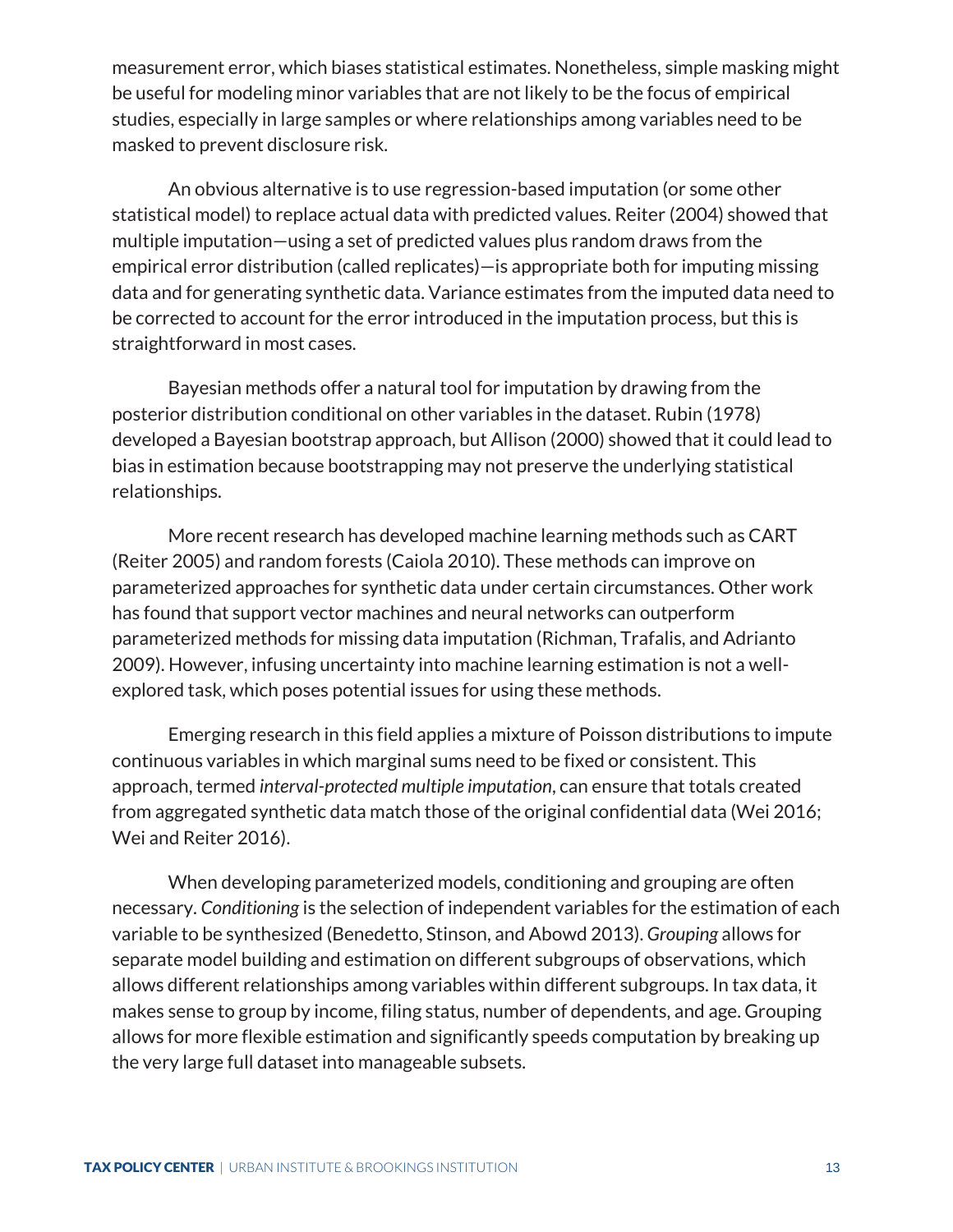measurement error, which biases statistical estimates. Nonetheless, simple masking might be useful for modeling minor variables that are not likely to be the focus of empirical studies, especially in large samples or where relationships among variables need to be masked to prevent disclosure risk.

An obvious alternative is to use regression-based imputation (or some other statistical model) to replace actual data with predicted values. Reiter (2004) showed that multiple imputation—using a set of predicted values plus random draws from the empirical error distribution (called replicates)—is appropriate both for imputing missing data and for generating synthetic data. Variance estimates from the imputed data need to be corrected to account for the error introduced in the imputation process, but this is straightforward in most cases.

Bayesian methods offer a natural tool for imputation by drawing from the posterior distribution conditional on other variables in the dataset. Rubin (1978) developed a Bayesian bootstrap approach, but Allison (2000) showed that it could lead to bias in estimation because bootstrapping may not preserve the underlying statistical relationships.

More recent research has developed machine learning methods such as CART (Reiter 2005) and random forests (Caiola 2010). These methods can improve on parameterized approaches for synthetic data under certain circumstances. Other work has found that support vector machines and neural networks can outperform parameterized methods for missing data imputation (Richman, Trafalis, and Adrianto 2009). However, infusing uncertainty into machine learning estimation is not a well-explored task, which poses potential issues for using these methods.

Emerging research in this field applies a mixture of Poisson distributions to impute continuous variables in which marginal sums need to be fixed or consistent. This approach, termed *interval-protected multiple imputation*, can ensure that totals created from aggregated synthetic data match those of the original confidential data (Wei 2016; Wei and Reiter 2016).

When developing parameterized models, conditioning and grouping are often necessary. *Conditioning* is the selection of independent variables for the estimation of each variable to be synthesized (Benedetto, Stinson, and Abowd 2013). *Grouping* allows for separate model building and estimation on different subgroups of observations, which allows different relationships among variables within different subgroups. In tax data, it makes sense to group by income, filing status, number of dependents, and age. Grouping allows for more flexible estimation and significantly speeds computation by breaking up the very large full dataset into manageable subsets.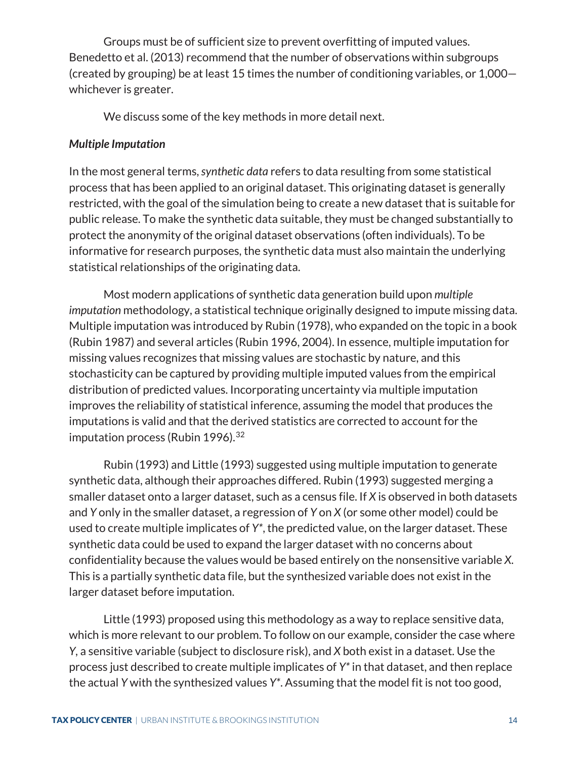Groups must be of sufficient size to prevent overfitting of imputed values. Benedetto et al. (2013) recommend that the number of observations within subgroups (created by grouping) be at least 15 times the number of conditioning variables, or 1,000—whichever is greater.

We discuss some of the key methods in more detail next.

### *Multiple Imputation*

In the most general terms, *synthetic data* refers to data resulting from some statistical process that has been applied to an original dataset. This originating dataset is generally restricted, with the goal of the simulation being to create a new dataset that is suitable for public release. To make the synthetic data suitable, they must be changed substantially to protect the anonymity of the original dataset observations (often individuals). To be informative for research purposes, the synthetic data must also maintain the underlying statistical relationships of the originating data.

Most modern applications of synthetic data generation build upon *multiple imputation* methodology, a statistical technique originally designed to impute missing data. Multiple imputation was introduced by Rubin (1978), who expanded on the topic in a book (Rubin 1987) and several articles (Rubin 1996, 2004). In essence, multiple imputation for missing values recognizes that missing values are stochastic by nature, and this stochasticity can be captured by providing multiple imputed values from the empirical distribution of predicted values. Incorporating uncertainty via multiple imputation improves the reliability of statistical inference, assuming the model that produces the imputations is valid and that the derived statistics are corrected to account for the imputation process (Rubin 1996).[32]

Rubin (1993) and Little (1993) suggested using multiple imputation to generate synthetic data, although their approaches differed. Rubin (1993) suggested merging a smaller dataset onto a larger dataset, such as a census file. If $X$ is observed in both datasets and $Y$ only in the smaller dataset, a regression of $Y$ on $X$ (or some other model) could be used to create multiple implicates of $Y^*$, the predicted value, on the larger dataset. These synthetic data could be used to expand the larger dataset with no concerns about confidentiality because the values would be based entirely on the nonsensitive variable $X$. This is a partially synthetic data file, but the synthesized variable does not exist in the larger dataset before imputation.

Little (1993) proposed using this methodology as a way to replace sensitive data, which is more relevant to our problem. To follow on our example, consider the case where $Y$, a sensitive variable (subject to disclosure risk), and $X$ both exist in a dataset. Use the process just described to create multiple implicates of $Y^*$ in that dataset, and then replace the actual $Y$ with the synthesized values $Y^*$. Assuming that the model fit is not too good,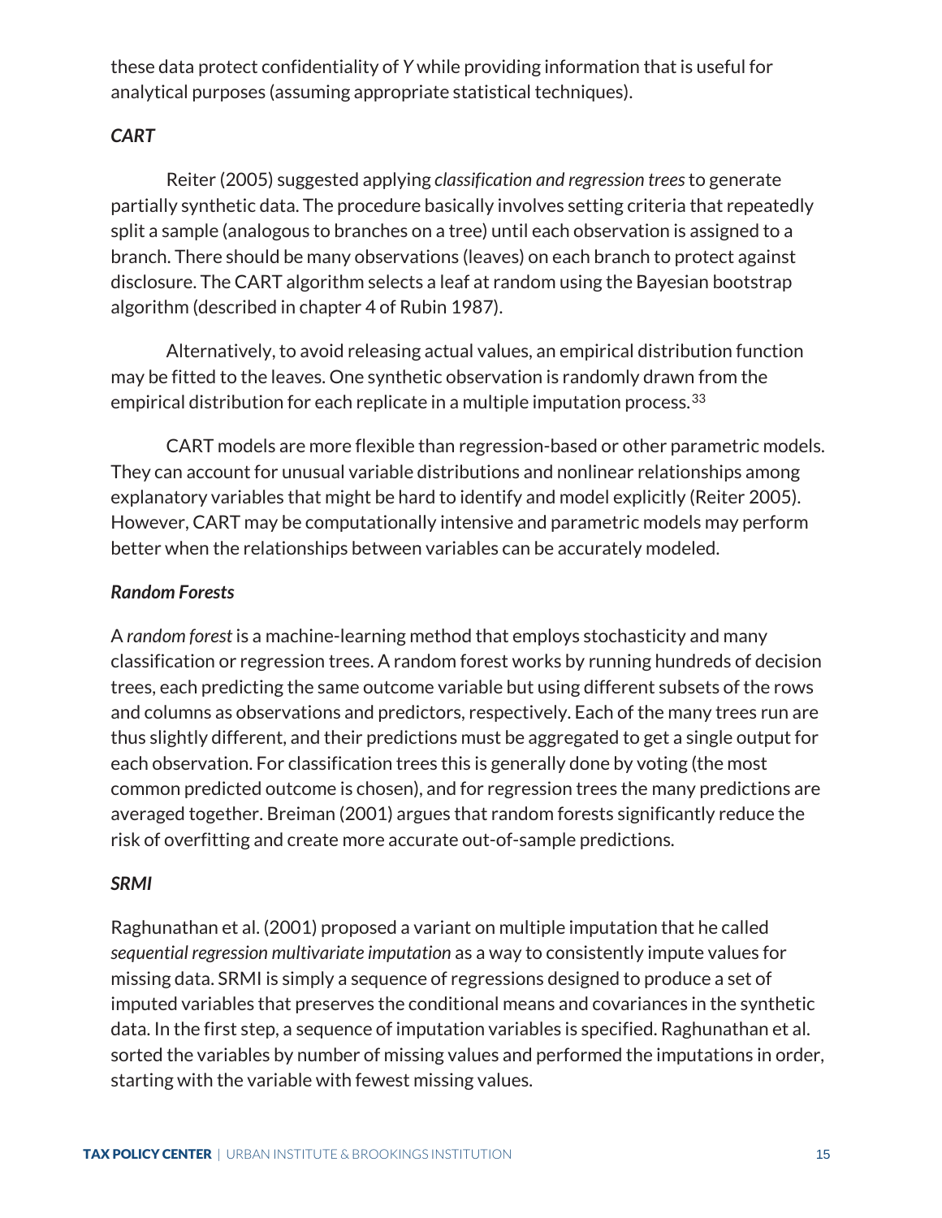these data protect confidentiality of *Y* while providing information that is useful for analytical purposes (assuming appropriate statistical techniques).

### *CART*

Reiter (2005) suggested applying *classification and regression trees* to generate partially synthetic data. The procedure basically involves setting criteria that repeatedly split a sample (analogous to branches on a tree) until each observation is assigned to a branch. There should be many observations (leaves) on each branch to protect against disclosure. The CART algorithm selects a leaf at random using the Bayesian bootstrap algorithm (described in chapter 4 of Rubin 1987).

Alternatively, to avoid releasing actual values, an empirical distribution function may be fitted to the leaves. One synthetic observation is randomly drawn from the empirical distribution for each replicate in a multiple imputation process.[33]

CART models are more flexible than regression-based or other parametric models. They can account for unusual variable distributions and nonlinear relationships among explanatory variables that might be hard to identify and model explicitly (Reiter 2005). However, CART may be computationally intensive and parametric models may perform better when the relationships between variables can be accurately modeled.

### *Random Forests*

A *random forest* is a machine-learning method that employs stochasticity and many classification or regression trees. A random forest works by running hundreds of decision trees, each predicting the same outcome variable but using different subsets of the rows and columns as observations and predictors, respectively. Each of the many trees run are thus slightly different, and their predictions must be aggregated to get a single output for each observation. For classification trees this is generally done by voting (the most common predicted outcome is chosen), and for regression trees the many predictions are averaged together. Breiman (2001) argues that random forests significantly reduce the risk of overfitting and create more accurate out-of-sample predictions.

### *SRMI*

Raghunathan et al. (2001) proposed a variant on multiple imputation that he called *sequential regression multivariate imputation* as a way to consistently impute values for missing data. SRMI is simply a sequence of regressions designed to produce a set of imputed variables that preserves the conditional means and covariances in the synthetic data. In the first step, a sequence of imputation variables is specified. Raghunathan et al. sorted the variables by number of missing values and performed the imputations in order, starting with the variable with fewest missing values.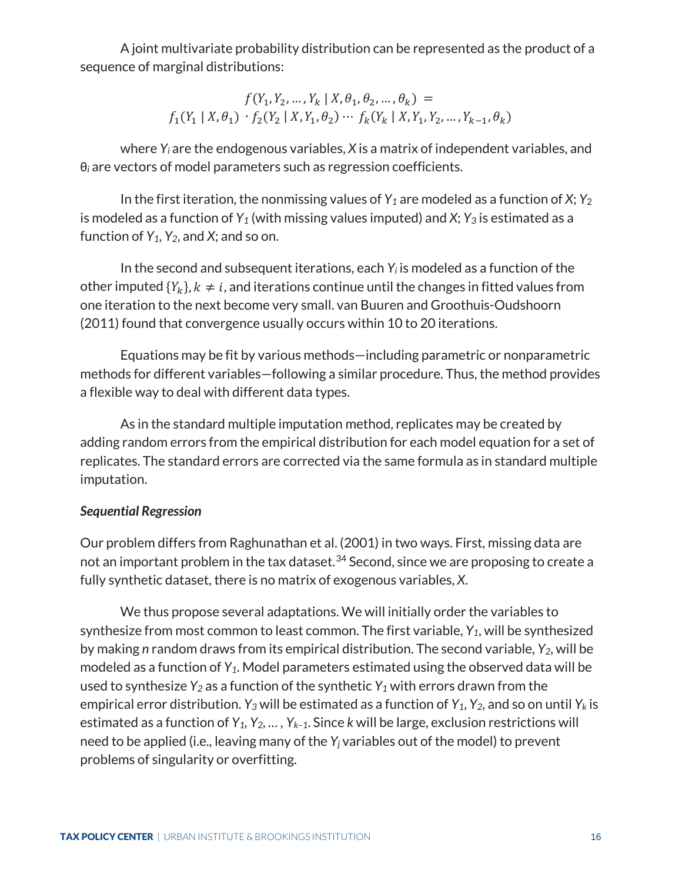A joint multivariate probability distribution can be represented as the product of a sequence of marginal distributions:

$$f(Y_1, Y_2, \ldots, Y_k \mid X, \theta_1, \theta_2, \ldots, \theta_k) = f_1(Y_1 \mid X, \theta_1) \cdot f_2(Y_2 \mid X, Y_1, \theta_2) \cdots f_k(Y_k \mid X, Y_1, Y_2, \ldots, Y_{k-1}, \theta_k)$$

where $Y_i$ are the endogenous variables, $X$ is a matrix of independent variables, and $\theta_i$ are vectors of model parameters such as regression coefficients.

In the first iteration, the nonmissing values of $Y_1$ are modeled as a function of $X$; $Y_2$ is modeled as a function of $Y_1$ (with missing values imputed) and $X$; $Y_3$ is estimated as a function of $Y_1$, $Y_2$, and $X$; and so on.

In the second and subsequent iterations, each $Y_i$ is modeled as a function of the other imputed $\{Y_k\}, k \neq i$, and iterations continue until the changes in fitted values from one iteration to the next become very small. van Buuren and Groothuis-Oudshoorn (2011) found that convergence usually occurs within 10 to 20 iterations.

Equations may be fit by various methods—including parametric or nonparametric methods for different variables—following a similar procedure. Thus, the method provides a flexible way to deal with different data types.

As in the standard multiple imputation method, replicates may be created by adding random errors from the empirical distribution for each model equation for a set of replicates. The standard errors are corrected via the same formula as in standard multiple imputation.

***Sequential Regression***

Our problem differs from Raghunathan et al. (2001) in two ways. First, missing data are not an important problem in the tax dataset.[34] Second, since we are proposing to create a fully synthetic dataset, there is no matrix of exogenous variables, $X$.

We thus propose several adaptations. We will initially order the variables to synthesize from most common to least common. The first variable, $Y_1$, will be synthesized by making $n$ random draws from its empirical distribution. The second variable, $Y_2$, will be modeled as a function of $Y_1$. Model parameters estimated using the observed data will be used to synthesize $Y_2$ as a function of the synthetic $Y_1$ with errors drawn from the empirical error distribution. $Y_3$ will be estimated as a function of $Y_1$, $Y_2$, and so on until $Y_k$ is estimated as a function of $Y_1, Y_2, \ldots, Y_{k-1}$. Since $k$ will be large, exclusion restrictions will need to be applied (i.e., leaving many of the $Y_j$ variables out of the model) to prevent problems of singularity or overfitting.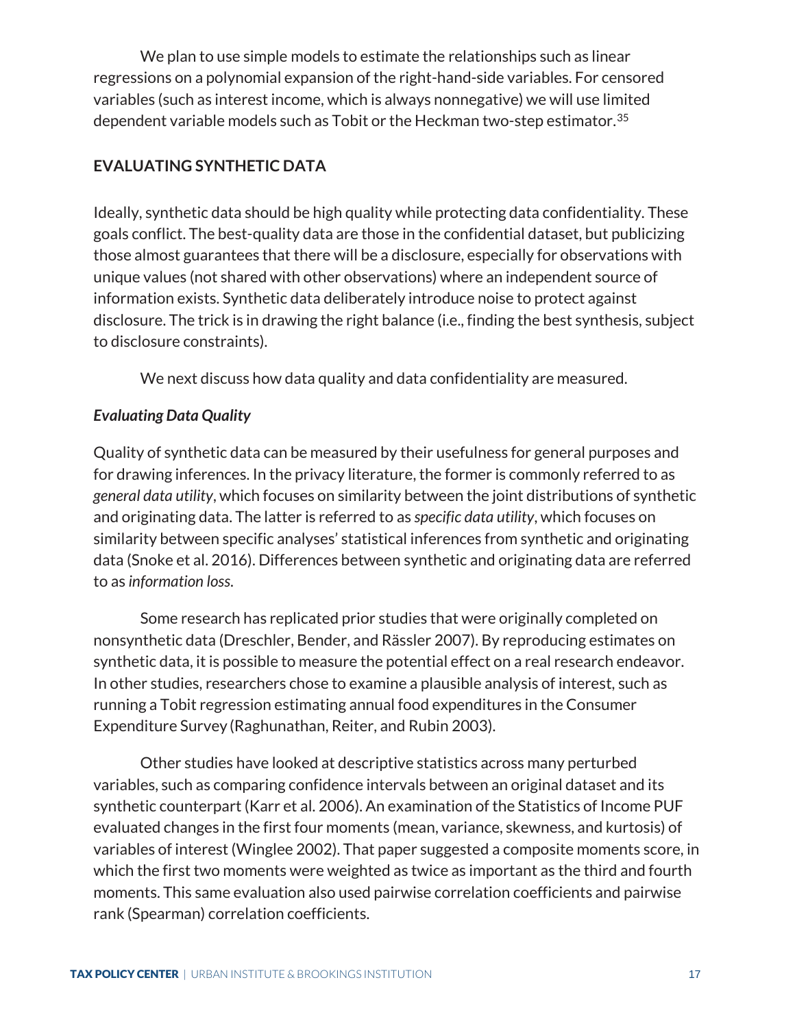We plan to use simple models to estimate the relationships such as linear regressions on a polynomial expansion of the right-hand-side variables. For censored variables (such as interest income, which is always nonnegative) we will use limited dependent variable models such as Tobit or the Heckman two-step estimator.[35]

## EVALUATING SYNTHETIC DATA

Ideally, synthetic data should be high quality while protecting data confidentiality. These goals conflict. The best-quality data are those in the confidential dataset, but publicizing those almost guarantees that there will be a disclosure, especially for observations with unique values (not shared with other observations) where an independent source of information exists. Synthetic data deliberately introduce noise to protect against disclosure. The trick is in drawing the right balance (i.e., finding the best synthesis, subject to disclosure constraints).

We next discuss how data quality and data confidentiality are measured.

### *Evaluating Data Quality*

Quality of synthetic data can be measured by their usefulness for general purposes and for drawing inferences. In the privacy literature, the former is commonly referred to as *general data utility*, which focuses on similarity between the joint distributions of synthetic and originating data. The latter is referred to as *specific data utility*, which focuses on similarity between specific analyses' statistical inferences from synthetic and originating data (Snoke et al. 2016). Differences between synthetic and originating data are referred to as *information loss.*

Some research has replicated prior studies that were originally completed on nonsynthetic data (Dreschler, Bender, and Rässler 2007). By reproducing estimates on synthetic data, it is possible to measure the potential effect on a real research endeavor. In other studies, researchers chose to examine a plausible analysis of interest, such as running a Tobit regression estimating annual food expenditures in the Consumer Expenditure Survey (Raghunathan, Reiter, and Rubin 2003).

Other studies have looked at descriptive statistics across many perturbed variables, such as comparing confidence intervals between an original dataset and its synthetic counterpart (Karr et al. 2006). An examination of the Statistics of Income PUF evaluated changes in the first four moments (mean, variance, skewness, and kurtosis) of variables of interest (Winglee 2002). That paper suggested a composite moments score, in which the first two moments were weighted as twice as important as the third and fourth moments. This same evaluation also used pairwise correlation coefficients and pairwise rank (Spearman) correlation coefficients.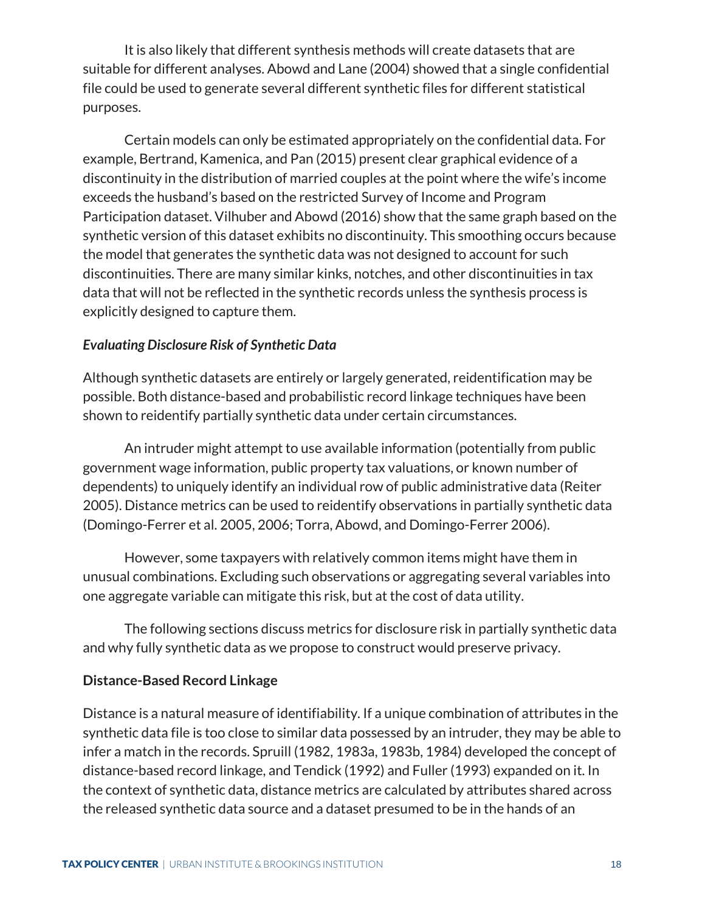It is also likely that different synthesis methods will create datasets that are suitable for different analyses. Abowd and Lane (2004) showed that a single confidential file could be used to generate several different synthetic files for different statistical purposes.

Certain models can only be estimated appropriately on the confidential data. For example, Bertrand, Kamenica, and Pan (2015) present clear graphical evidence of a discontinuity in the distribution of married couples at the point where the wife's income exceeds the husband's based on the restricted Survey of Income and Program Participation dataset. Vilhuber and Abowd (2016) show that the same graph based on the synthetic version of this dataset exhibits no discontinuity. This smoothing occurs because the model that generates the synthetic data was not designed to account for such discontinuities. There are many similar kinks, notches, and other discontinuities in tax data that will not be reflected in the synthetic records unless the synthesis process is explicitly designed to capture them.

### *Evaluating Disclosure Risk of Synthetic Data*

Although synthetic datasets are entirely or largely generated, reidentification may be possible. Both distance-based and probabilistic record linkage techniques have been shown to reidentify partially synthetic data under certain circumstances.

An intruder might attempt to use available information (potentially from public government wage information, public property tax valuations, or known number of dependents) to uniquely identify an individual row of public administrative data (Reiter 2005). Distance metrics can be used to reidentify observations in partially synthetic data (Domingo-Ferrer et al. 2005, 2006; Torra, Abowd, and Domingo-Ferrer 2006).

However, some taxpayers with relatively common items might have them in unusual combinations. Excluding such observations or aggregating several variables into one aggregate variable can mitigate this risk, but at the cost of data utility.

The following sections discuss metrics for disclosure risk in partially synthetic data and why fully synthetic data as we propose to construct would preserve privacy.

#### Distance-Based Record Linkage

Distance is a natural measure of identifiability. If a unique combination of attributes in the synthetic data file is too close to similar data possessed by an intruder, they may be able to infer a match in the records. Spruill (1982, 1983a, 1983b, 1984) developed the concept of distance-based record linkage, and Tendick (1992) and Fuller (1993) expanded on it. In the context of synthetic data, distance metrics are calculated by attributes shared across the released synthetic data source and a dataset presumed to be in the hands of an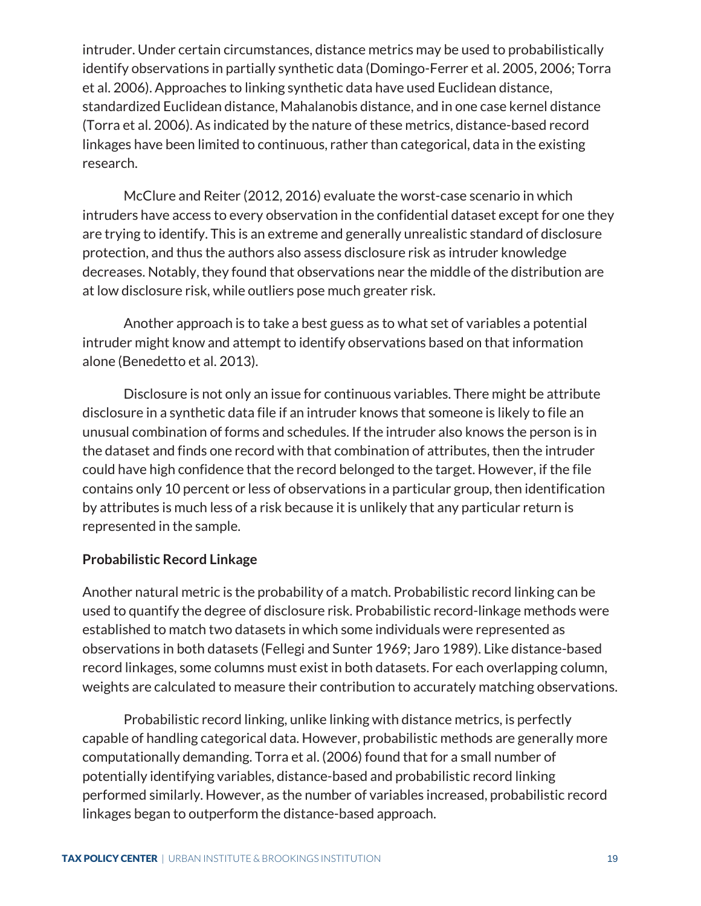intruder. Under certain circumstances, distance metrics may be used to probabilistically identify observations in partially synthetic data (Domingo-Ferrer et al. 2005, 2006; Torra et al. 2006). Approaches to linking synthetic data have used Euclidean distance, standardized Euclidean distance, Mahalanobis distance, and in one case kernel distance (Torra et al. 2006). As indicated by the nature of these metrics, distance-based record linkages have been limited to continuous, rather than categorical, data in the existing research.

McClure and Reiter (2012, 2016) evaluate the worst-case scenario in which intruders have access to every observation in the confidential dataset except for one they are trying to identify. This is an extreme and generally unrealistic standard of disclosure protection, and thus the authors also assess disclosure risk as intruder knowledge decreases. Notably, they found that observations near the middle of the distribution are at low disclosure risk, while outliers pose much greater risk.

Another approach is to take a best guess as to what set of variables a potential intruder might know and attempt to identify observations based on that information alone (Benedetto et al. 2013).

Disclosure is not only an issue for continuous variables. There might be attribute disclosure in a synthetic data file if an intruder knows that someone is likely to file an unusual combination of forms and schedules. If the intruder also knows the person is in the dataset and finds one record with that combination of attributes, then the intruder could have high confidence that the record belonged to the target. However, if the file contains only 10 percent or less of observations in a particular group, then identification by attributes is much less of a risk because it is unlikely that any particular return is represented in the sample.

**Probabilistic Record Linkage**

Another natural metric is the probability of a match. Probabilistic record linking can be used to quantify the degree of disclosure risk. Probabilistic record-linkage methods were established to match two datasets in which some individuals were represented as observations in both datasets (Fellegi and Sunter 1969; Jaro 1989). Like distance-based record linkages, some columns must exist in both datasets. For each overlapping column, weights are calculated to measure their contribution to accurately matching observations.

Probabilistic record linking, unlike linking with distance metrics, is perfectly capable of handling categorical data. However, probabilistic methods are generally more computationally demanding. Torra et al. (2006) found that for a small number of potentially identifying variables, distance-based and probabilistic record linking performed similarly. However, as the number of variables increased, probabilistic record linkages began to outperform the distance-based approach.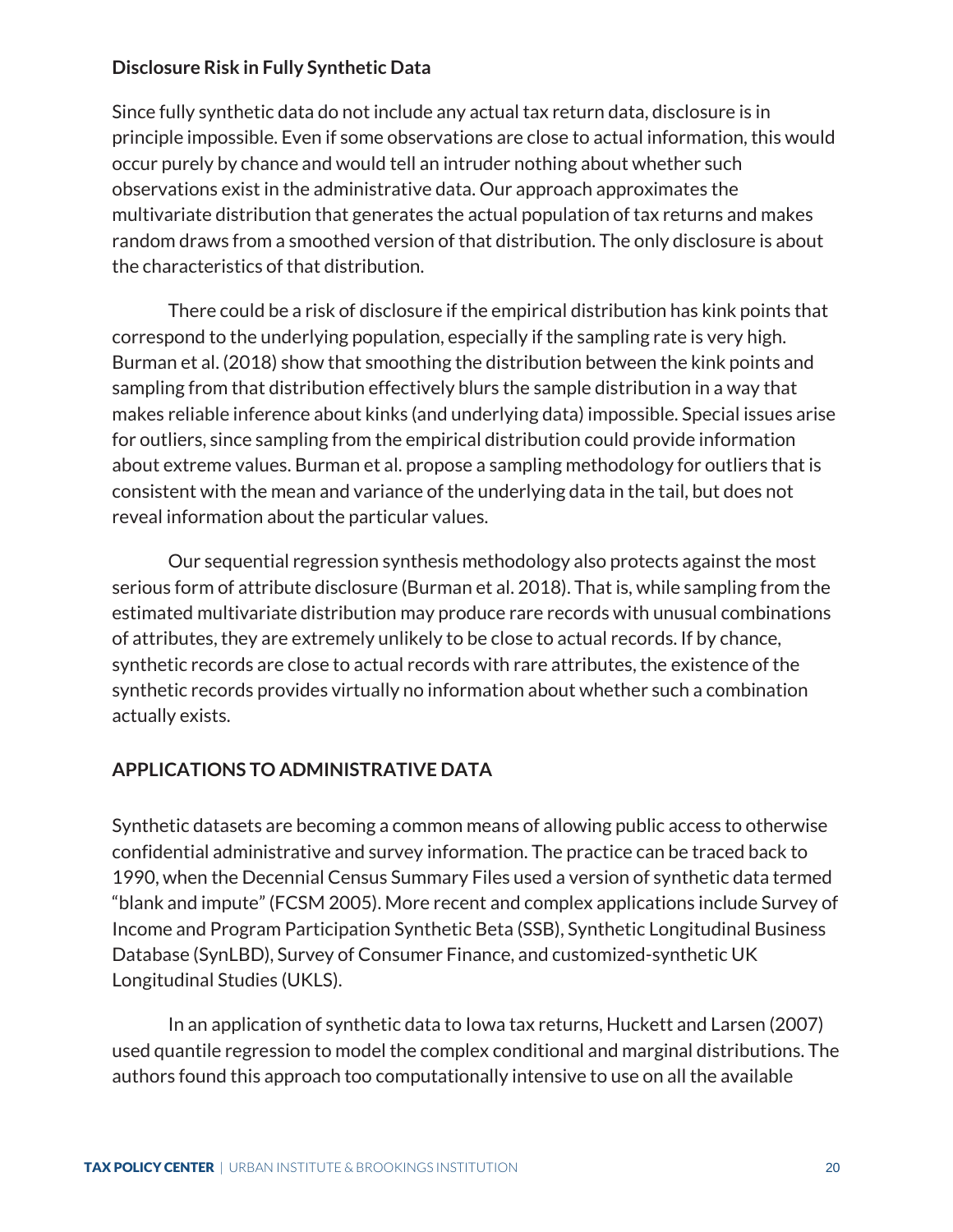### Disclosure Risk in Fully Synthetic Data

Since fully synthetic data do not include any actual tax return data, disclosure is in principle impossible. Even if some observations are close to actual information, this would occur purely by chance and would tell an intruder nothing about whether such observations exist in the administrative data. Our approach approximates the multivariate distribution that generates the actual population of tax returns and makes random draws from a smoothed version of that distribution. The only disclosure is about the characteristics of that distribution.

There could be a risk of disclosure if the empirical distribution has kink points that correspond to the underlying population, especially if the sampling rate is very high. Burman et al. (2018) show that smoothing the distribution between the kink points and sampling from that distribution effectively blurs the sample distribution in a way that makes reliable inference about kinks (and underlying data) impossible. Special issues arise for outliers, since sampling from the empirical distribution could provide information about extreme values. Burman et al. propose a sampling methodology for outliers that is consistent with the mean and variance of the underlying data in the tail, but does not reveal information about the particular values.

Our sequential regression synthesis methodology also protects against the most serious form of attribute disclosure (Burman et al. 2018). That is, while sampling from the estimated multivariate distribution may produce rare records with unusual combinations of attributes, they are extremely unlikely to be close to actual records. If by chance, synthetic records are close to actual records with rare attributes, the existence of the synthetic records provides virtually no information about whether such a combination actually exists.

## APPLICATIONS TO ADMINISTRATIVE DATA

Synthetic datasets are becoming a common means of allowing public access to otherwise confidential administrative and survey information. The practice can be traced back to 1990, when the Decennial Census Summary Files used a version of synthetic data termed "blank and impute" (FCSM 2005). More recent and complex applications include Survey of Income and Program Participation Synthetic Beta (SSB), Synthetic Longitudinal Business Database (SynLBD), Survey of Consumer Finance, and customized-synthetic UK Longitudinal Studies (UKLS).

In an application of synthetic data to Iowa tax returns, Huckett and Larsen (2007) used quantile regression to model the complex conditional and marginal distributions. The authors found this approach too computationally intensive to use on all the available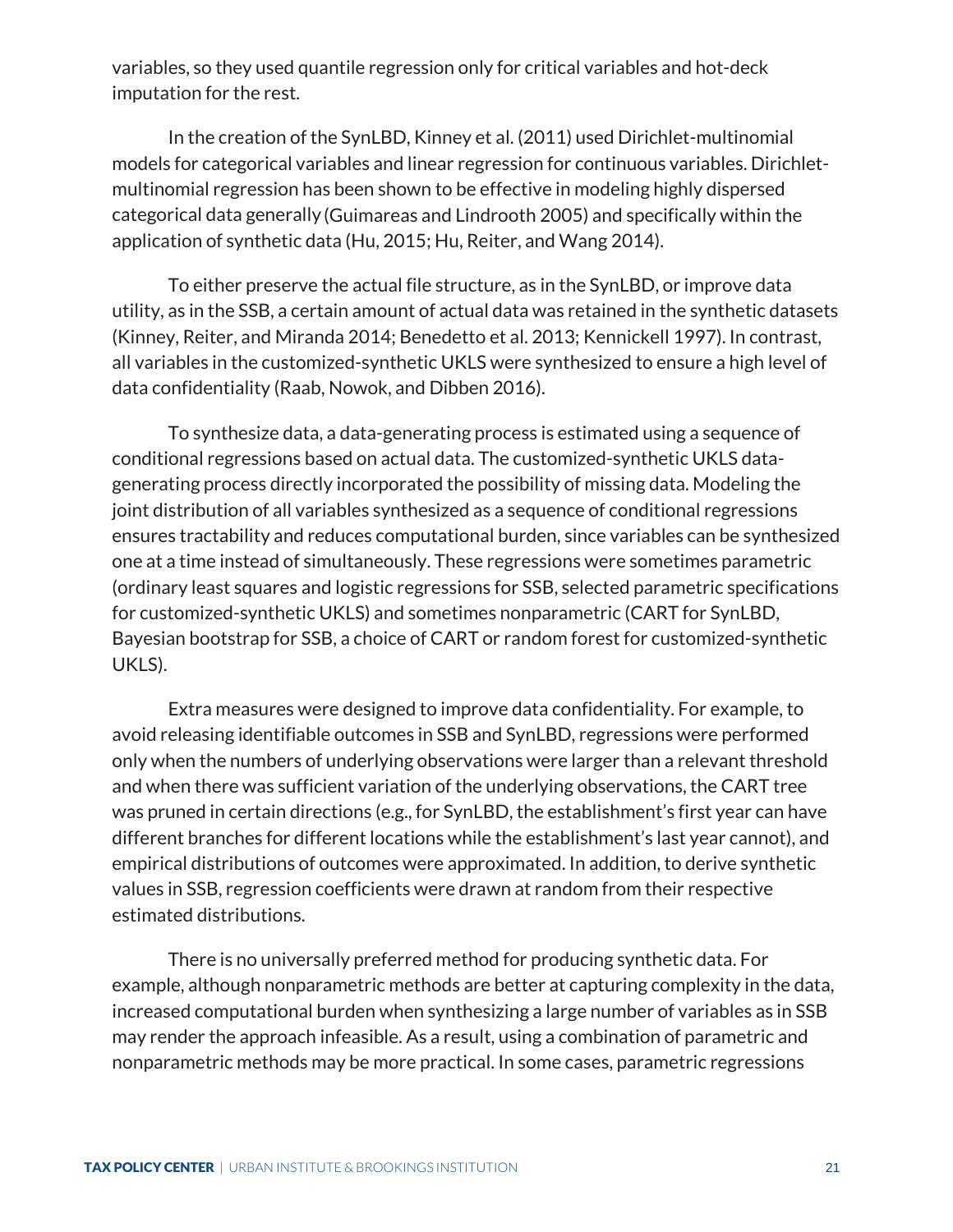variables, so they used quantile regression only for critical variables and hot-deck imputation for the rest.

In the creation of the SynLBD, Kinney et al. (2011) used Dirichlet-multinomial models for categorical variables and linear regression for continuous variables. Dirichlet-multinomial regression has been shown to be effective in modeling highly dispersed categorical data generally (Guimaraes and Lindrooth 2005) and specifically within the application of synthetic data (Hu, 2015; Hu, Reiter, and Wang 2014).

To either preserve the actual file structure, as in the SynLBD, or improve data utility, as in the SSB, a certain amount of actual data was retained in the synthetic datasets (Kinney, Reiter, and Miranda 2014; Benedetto et al. 2013; Kennickell 1997). In contrast, all variables in the customized-synthetic UKLS were synthesized to ensure a high level of data confidentiality (Raab, Nowok, and Dibben 2016).

To synthesize data, a data-generating process is estimated using a sequence of conditional regressions based on actual data. The customized-synthetic UKLS data-generating process directly incorporated the possibility of missing data. Modeling the joint distribution of all variables synthesized as a sequence of conditional regressions ensures tractability and reduces computational burden, since variables can be synthesized one at a time instead of simultaneously. These regressions were sometimes parametric (ordinary least squares and logistic regressions for SSB, selected parametric specifications for customized-synthetic UKLS) and sometimes nonparametric (CART for SynLBD, Bayesian bootstrap for SSB, a choice of CART or random forest for customized-synthetic UKLS).

Extra measures were designed to improve data confidentiality. For example, to avoid releasing identifiable outcomes in SSB and SynLBD, regressions were performed only when the numbers of underlying observations were larger than a relevant threshold and when there was sufficient variation of the underlying observations, the CART tree was pruned in certain directions (e.g., for SynLBD, the establishment's first year can have different branches for different locations while the establishment's last year cannot), and empirical distributions of outcomes were approximated. In addition, to derive synthetic values in SSB, regression coefficients were drawn at random from their respective estimated distributions.

There is no universally preferred method for producing synthetic data. For example, although nonparametric methods are better at capturing complexity in the data, increased computational burden when synthesizing a large number of variables as in SSB may render the approach infeasible. As a result, using a combination of parametric and nonparametric methods may be more practical. In some cases, parametric regressions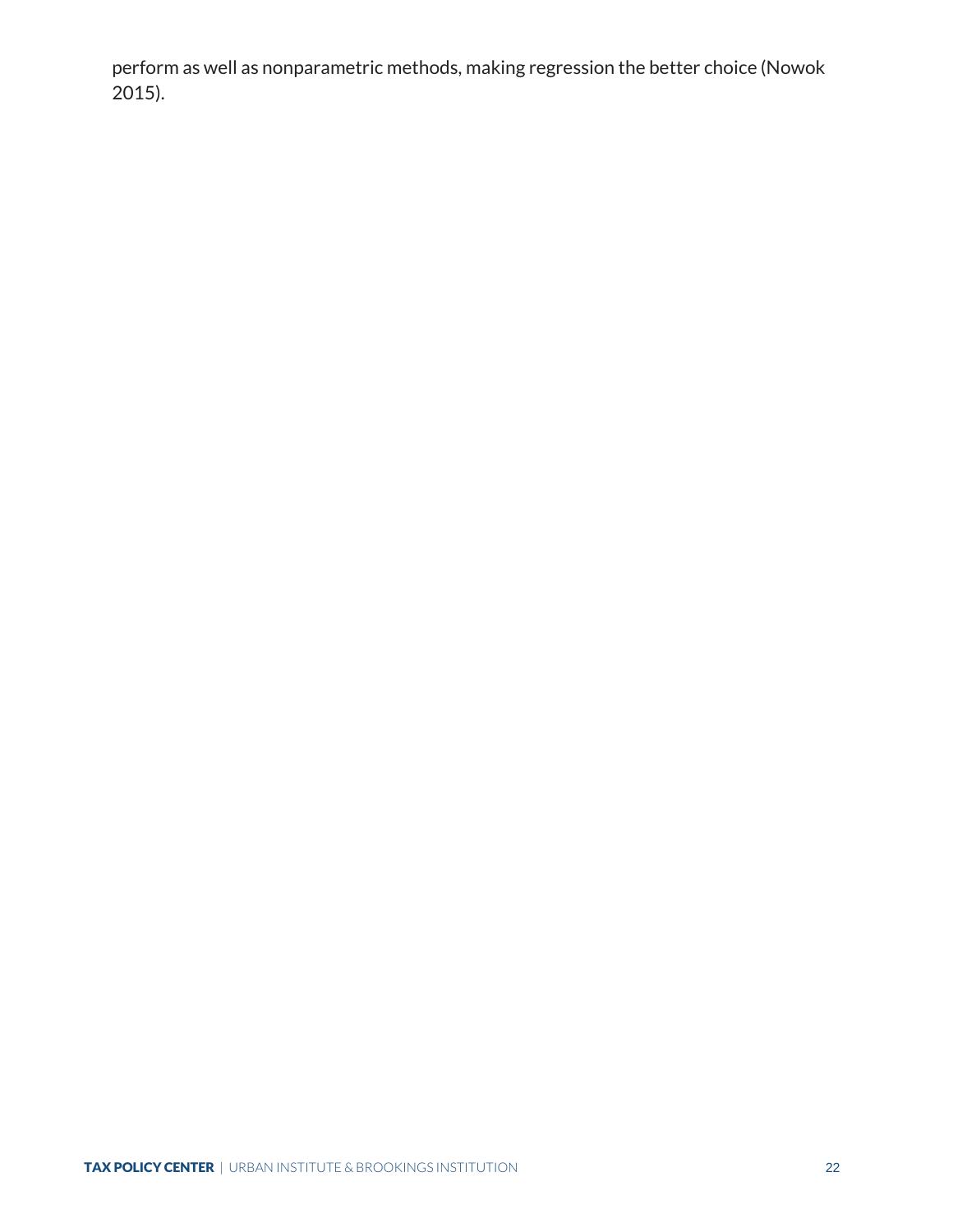perform as well as nonparametric methods, making regression the better choice (Nowok 2015).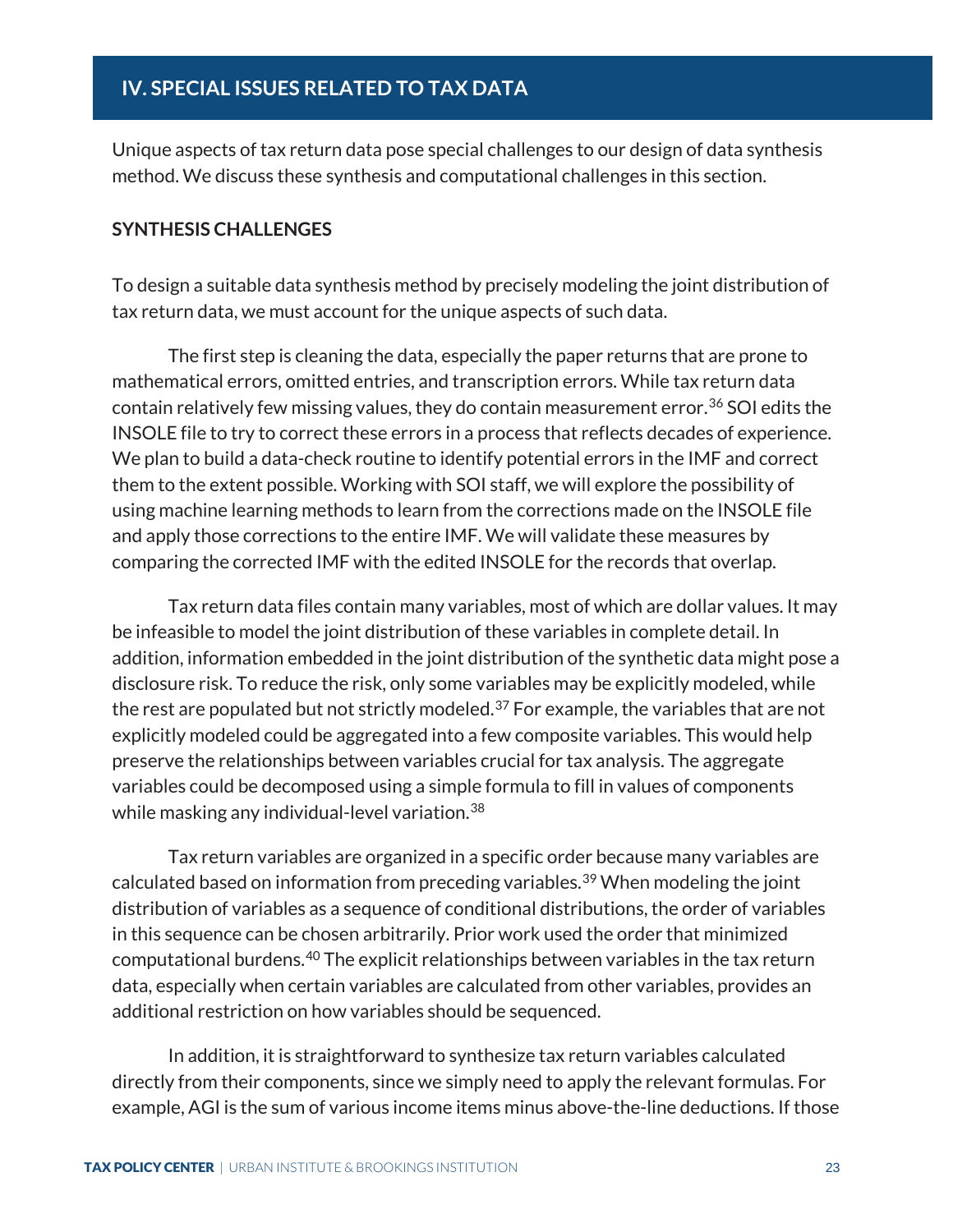## IV. SPECIAL ISSUES RELATED TO TAX DATA

Unique aspects of tax return data pose special challenges to our design of data synthesis method. We discuss these synthesis and computational challenges in this section.

### SYNTHESIS CHALLENGES

To design a suitable data synthesis method by precisely modeling the joint distribution of tax return data, we must account for the unique aspects of such data.

The first step is cleaning the data, especially the paper returns that are prone to mathematical errors, omitted entries, and transcription errors. While tax return data contain relatively few missing values, they do contain measurement error.[36] SOI edits the INSOLE file to try to correct these errors in a process that reflects decades of experience. We plan to build a data-check routine to identify potential errors in the IMF and correct them to the extent possible. Working with SOI staff, we will explore the possibility of using machine learning methods to learn from the corrections made on the INSOLE file and apply those corrections to the entire IMF. We will validate these measures by comparing the corrected IMF with the edited INSOLE for the records that overlap.

Tax return data files contain many variables, most of which are dollar values. It may be infeasible to model the joint distribution of these variables in complete detail. In addition, information embedded in the joint distribution of the synthetic data might pose a disclosure risk. To reduce the risk, only some variables may be explicitly modeled, while the rest are populated but not strictly modeled.[37] For example, the variables that are not explicitly modeled could be aggregated into a few composite variables. This would help preserve the relationships between variables crucial for tax analysis. The aggregate variables could be decomposed using a simple formula to fill in values of components while masking any individual-level variation.[38]

Tax return variables are organized in a specific order because many variables are calculated based on information from preceding variables.[39] When modeling the joint distribution of variables as a sequence of conditional distributions, the order of variables in this sequence can be chosen arbitrarily. Prior work used the order that minimized computational burdens.[40] The explicit relationships between variables in the tax return data, especially when certain variables are calculated from other variables, provides an additional restriction on how variables should be sequenced.

In addition, it is straightforward to synthesize tax return variables calculated directly from their components, since we simply need to apply the relevant formulas. For example, AGI is the sum of various income items minus above-the-line deductions. If those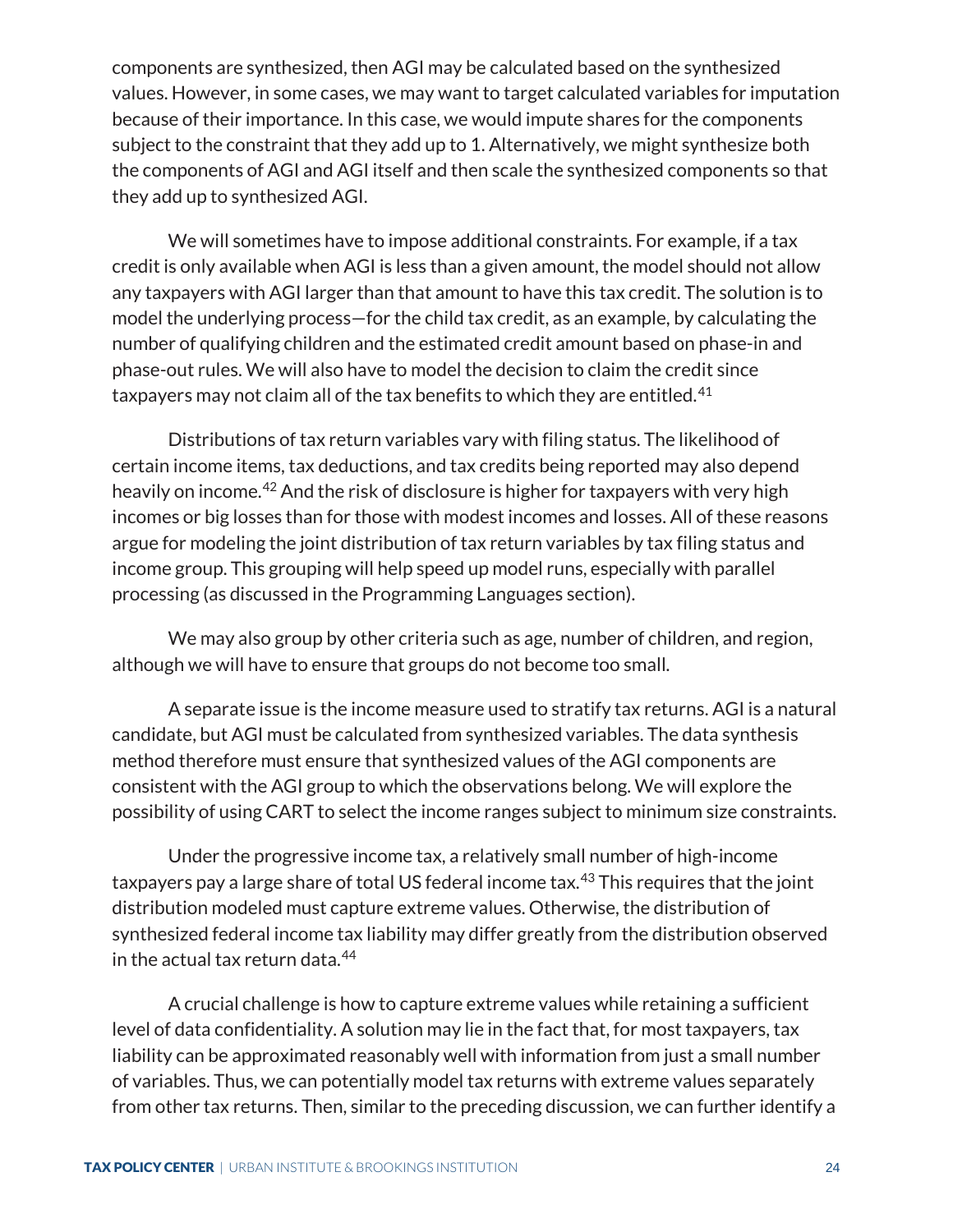components are synthesized, then AGI may be calculated based on the synthesized values. However, in some cases, we may want to target calculated variables for imputation because of their importance. In this case, we would impute shares for the components subject to the constraint that they add up to 1. Alternatively, we might synthesize both the components of AGI and AGI itself and then scale the synthesized components so that they add up to synthesized AGI.

We will sometimes have to impose additional constraints. For example, if a tax credit is only available when AGI is less than a given amount, the model should not allow any taxpayers with AGI larger than that amount to have this tax credit. The solution is to model the underlying process—for the child tax credit, as an example, by calculating the number of qualifying children and the estimated credit amount based on phase-in and phase-out rules. We will also have to model the decision to claim the credit since taxpayers may not claim all of the tax benefits to which they are entitled.[41]

Distributions of tax return variables vary with filing status. The likelihood of certain income items, tax deductions, and tax credits being reported may also depend heavily on income.[42] And the risk of disclosure is higher for taxpayers with very high incomes or big losses than for those with modest incomes and losses. All of these reasons argue for modeling the joint distribution of tax return variables by tax filing status and income group. This grouping will help speed up model runs, especially with parallel processing (as discussed in the Programming Languages section).

We may also group by other criteria such as age, number of children, and region, although we will have to ensure that groups do not become too small.

A separate issue is the income measure used to stratify tax returns. AGI is a natural candidate, but AGI must be calculated from synthesized variables. The data synthesis method therefore must ensure that synthesized values of the AGI components are consistent with the AGI group to which the observations belong. We will explore the possibility of using CART to select the income ranges subject to minimum size constraints.

Under the progressive income tax, a relatively small number of high-income taxpayers pay a large share of total US federal income tax.[43] This requires that the joint distribution modeled must capture extreme values. Otherwise, the distribution of synthesized federal income tax liability may differ greatly from the distribution observed in the actual tax return data.[44]

A crucial challenge is how to capture extreme values while retaining a sufficient level of data confidentiality. A solution may lie in the fact that, for most taxpayers, tax liability can be approximated reasonably well with information from just a small number of variables. Thus, we can potentially model tax returns with extreme values separately from other tax returns. Then, similar to the preceding discussion, we can further identify a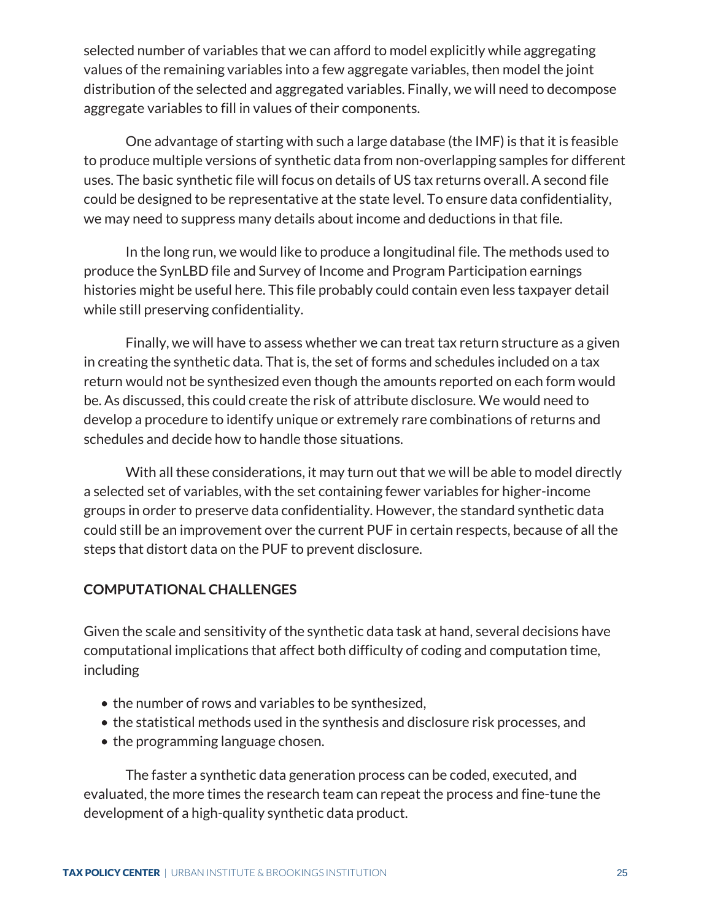selected number of variables that we can afford to model explicitly while aggregating values of the remaining variables into a few aggregate variables, then model the joint distribution of the selected and aggregated variables. Finally, we will need to decompose aggregate variables to fill in values of their components.

One advantage of starting with such a large database (the IMF) is that it is feasible to produce multiple versions of synthetic data from non-overlapping samples for different uses. The basic synthetic file will focus on details of US tax returns overall. A second file could be designed to be representative at the state level. To ensure data confidentiality, we may need to suppress many details about income and deductions in that file.

In the long run, we would like to produce a longitudinal file. The methods used to produce the SynLBD file and Survey of Income and Program Participation earnings histories might be useful here. This file probably could contain even less taxpayer detail while still preserving confidentiality.

Finally, we will have to assess whether we can treat tax return structure as a given in creating the synthetic data. That is, the set of forms and schedules included on a tax return would not be synthesized even though the amounts reported on each form would be. As discussed, this could create the risk of attribute disclosure. We would need to develop a procedure to identify unique or extremely rare combinations of returns and schedules and decide how to handle those situations.

With all these considerations, it may turn out that we will be able to model directly a selected set of variables, with the set containing fewer variables for higher-income groups in order to preserve data confidentiality. However, the standard synthetic data could still be an improvement over the current PUF in certain respects, because of all the steps that distort data on the PUF to prevent disclosure.

## COMPUTATIONAL CHALLENGES

Given the scale and sensitivity of the synthetic data task at hand, several decisions have computational implications that affect both difficulty of coding and computation time, including

- the number of rows and variables to be synthesized,
- the statistical methods used in the synthesis and disclosure risk processes, and
- the programming language chosen.

The faster a synthetic data generation process can be coded, executed, and evaluated, the more times the research team can repeat the process and fine-tune the development of a high-quality synthetic data product.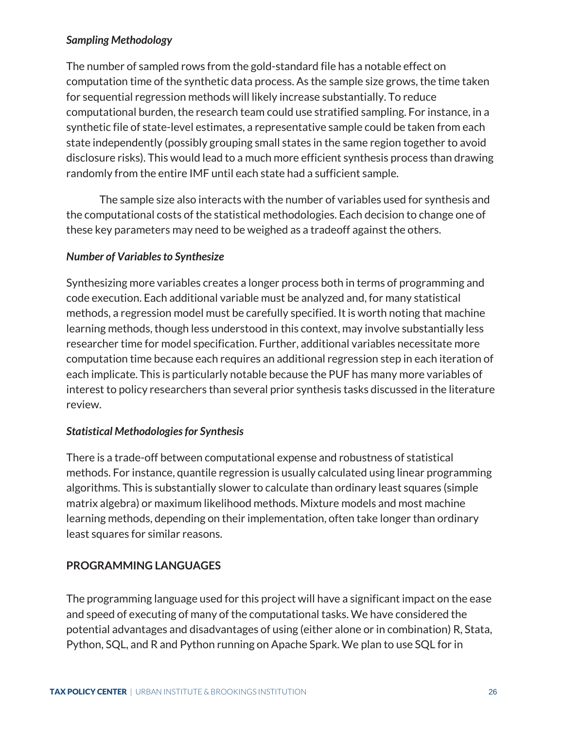### *Sampling Methodology*

The number of sampled rows from the gold-standard file has a notable effect on computation time of the synthetic data process. As the sample size grows, the time taken for sequential regression methods will likely increase substantially. To reduce computational burden, the research team could use stratified sampling. For instance, in a synthetic file of state-level estimates, a representative sample could be taken from each state independently (possibly grouping small states in the same region together to avoid disclosure risks). This would lead to a much more efficient synthesis process than drawing randomly from the entire IMF until each state had a sufficient sample.

The sample size also interacts with the number of variables used for synthesis and the computational costs of the statistical methodologies. Each decision to change one of these key parameters may need to be weighed as a tradeoff against the others.

### *Number of Variables to Synthesize*

Synthesizing more variables creates a longer process both in terms of programming and code execution. Each additional variable must be analyzed and, for many statistical methods, a regression model must be carefully specified. It is worth noting that machine learning methods, though less understood in this context, may involve substantially less researcher time for model specification. Further, additional variables necessitate more computation time because each requires an additional regression step in each iteration of each implicate. This is particularly notable because the PUF has many more variables of interest to policy researchers than several prior synthesis tasks discussed in the literature review.

### *Statistical Methodologies for Synthesis*

There is a trade-off between computational expense and robustness of statistical methods. For instance, quantile regression is usually calculated using linear programming algorithms. This is substantially slower to calculate than ordinary least squares (simple matrix algebra) or maximum likelihood methods. Mixture models and most machine learning methods, depending on their implementation, often take longer than ordinary least squares for similar reasons.

## PROGRAMMING LANGUAGES

The programming language used for this project will have a significant impact on the ease and speed of executing of many of the computational tasks. We have considered the potential advantages and disadvantages of using (either alone or in combination) R, Stata, Python, SQL, and R and Python running on Apache Spark. We plan to use SQL for in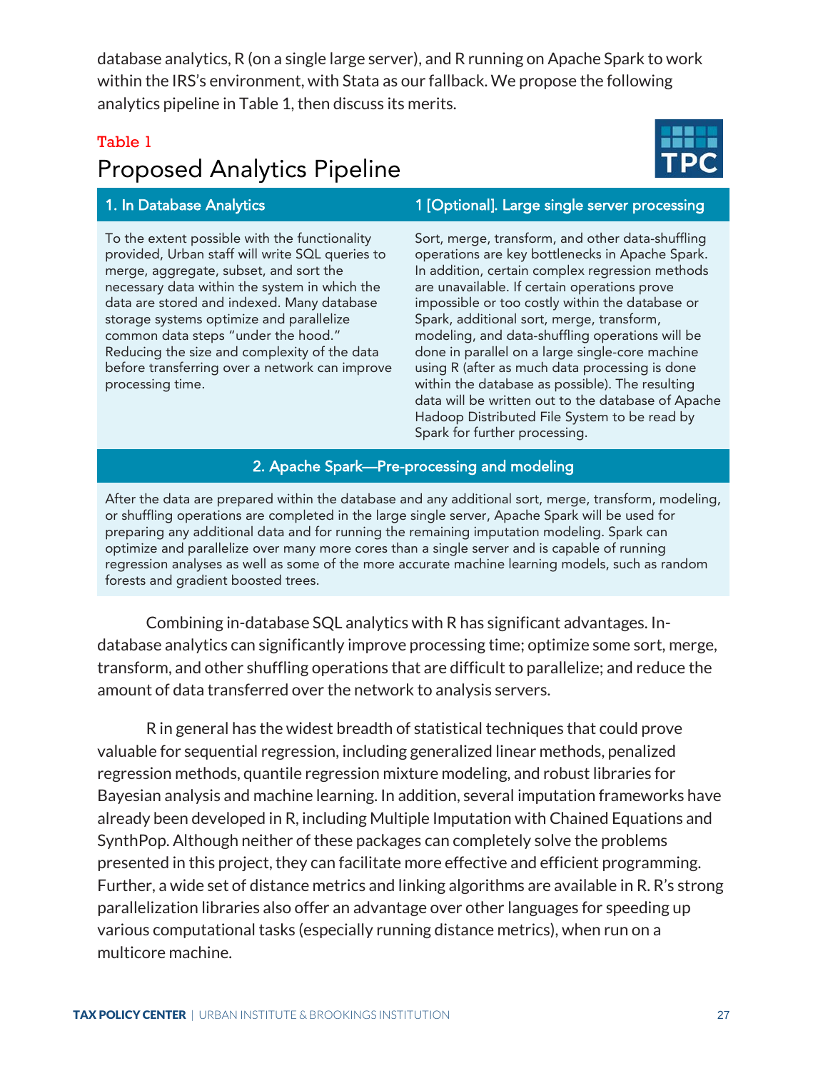database analytics, R (on a single large server), and R running on Apache Spark to work within the IRS's environment, with Stata as our fallback. We propose the following analytics pipeline in Table 1, then discuss its merits.

**Table 1**

## Proposed Analytics Pipeline

| 1. In Database Analytics | 1 [Optional]. Large single server processing |
|---|---|
| To the extent possible with the functionality provided, Urban staff will write SQL queries to merge, aggregate, subset, and sort the necessary data within the system in which the data are stored and indexed. Many database storage systems optimize and parallelize common data steps "under the hood." Reducing the size and complexity of the data before transferring over a network can improve processing time. | Sort, merge, transform, and other data-shuffling operations are key bottlenecks in Apache Spark. In addition, certain complex regression methods are unavailable. If certain operations prove impossible or too costly within the database or Spark, additional sort, merge, transform, modeling, and data-shuffling operations will be done in parallel on a large single-core machine using R (after as much data processing is done within the database as possible). The resulting data will be written out to the database of Apache Hadoop Distributed File System to be read by Spark for further processing. |

| 2. Apache Spark—Pre-processing and modeling |
|---|
| After the data are prepared within the database and any additional sort, merge, transform, modeling, or shuffling operations are completed in the large single server, Apache Spark will be used for preparing any additional data and for running the remaining imputation modeling. Spark can optimize and parallelize over many more cores than a single server and is capable of running regression analyses as well as some of the more accurate machine learning models, such as random forests and gradient boosted trees. |

Combining in-database SQL analytics with R has significant advantages. In-database analytics can significantly improve processing time; optimize some sort, merge, transform, and other shuffling operations that are difficult to parallelize; and reduce the amount of data transferred over the network to analysis servers.

R in general has the widest breadth of statistical techniques that could prove valuable for sequential regression, including generalized linear methods, penalized regression methods, quantile regression mixture modeling, and robust libraries for Bayesian analysis and machine learning. In addition, several imputation frameworks have already been developed in R, including Multiple Imputation with Chained Equations and SynthPop. Although neither of these packages can completely solve the problems presented in this project, they can facilitate more effective and efficient programming. Further, a wide set of distance metrics and linking algorithms are available in R. R's strong parallelization libraries also offer an advantage over other languages for speeding up various computational tasks (especially running distance metrics), when run on a multicore machine.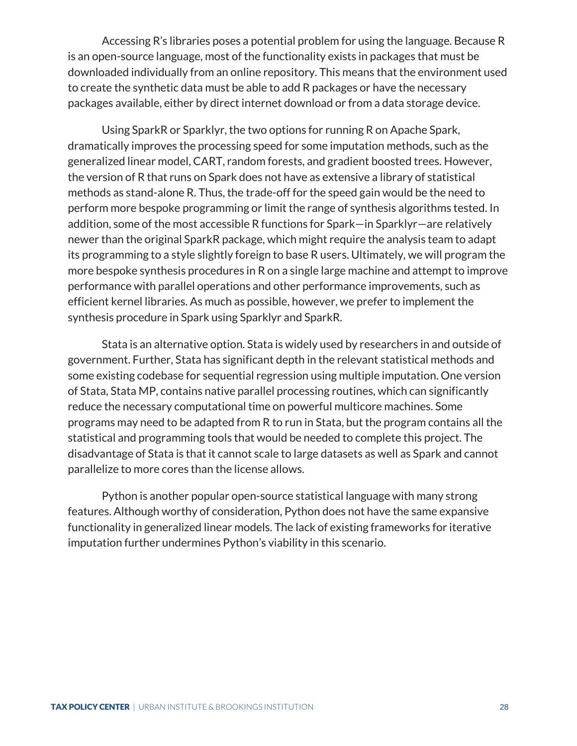Accessing R's libraries poses a potential problem for using the language. Because R is an open-source language, most of the functionality exists in packages that must be downloaded individually from an online repository. This means that the environment used to create the synthetic data must be able to add R packages or have the necessary packages available, either by direct internet download or from a data storage device.

Using SparkR or Sparklyr, the two options for running R on Apache Spark, dramatically improves the processing speed for some imputation methods, such as the generalized linear model, CART, random forests, and gradient boosted trees. However, the version of R that runs on Spark does not have as extensive a library of statistical methods as stand-alone R. Thus, the trade-off for the speed gain would be the need to perform more bespoke programming or limit the range of synthesis algorithms tested. In addition, some of the most accessible R functions for Spark—in Sparklyr—are relatively newer than the original SparkR package, which might require the analysis team to adapt its programming to a style slightly foreign to base R users. Ultimately, we will program the more bespoke synthesis procedures in R on a single large machine and attempt to improve performance with parallel operations and other performance improvements, such as efficient kernel libraries. As much as possible, however, we prefer to implement the synthesis procedure in Spark using Sparklyr and SparkR.

Stata is an alternative option. Stata is widely used by researchers in and outside of government. Further, Stata has significant depth in the relevant statistical methods and some existing codebase for sequential regression using multiple imputation. One version of Stata, Stata MP, contains native parallel processing routines, which can significantly reduce the necessary computational time on powerful multicore machines. Some programs may need to be adapted from R to run in Stata, but the program contains all the statistical and programming tools that would be needed to complete this project. The disadvantage of Stata is that it cannot scale to large datasets as well as Spark and cannot parallelize to more cores than the license allows.

Python is another popular open-source statistical language with many strong features. Although worthy of consideration, Python does not have the same expansive functionality in generalized linear models. The lack of existing frameworks for iterative imputation further undermines Python's viability in this scenario.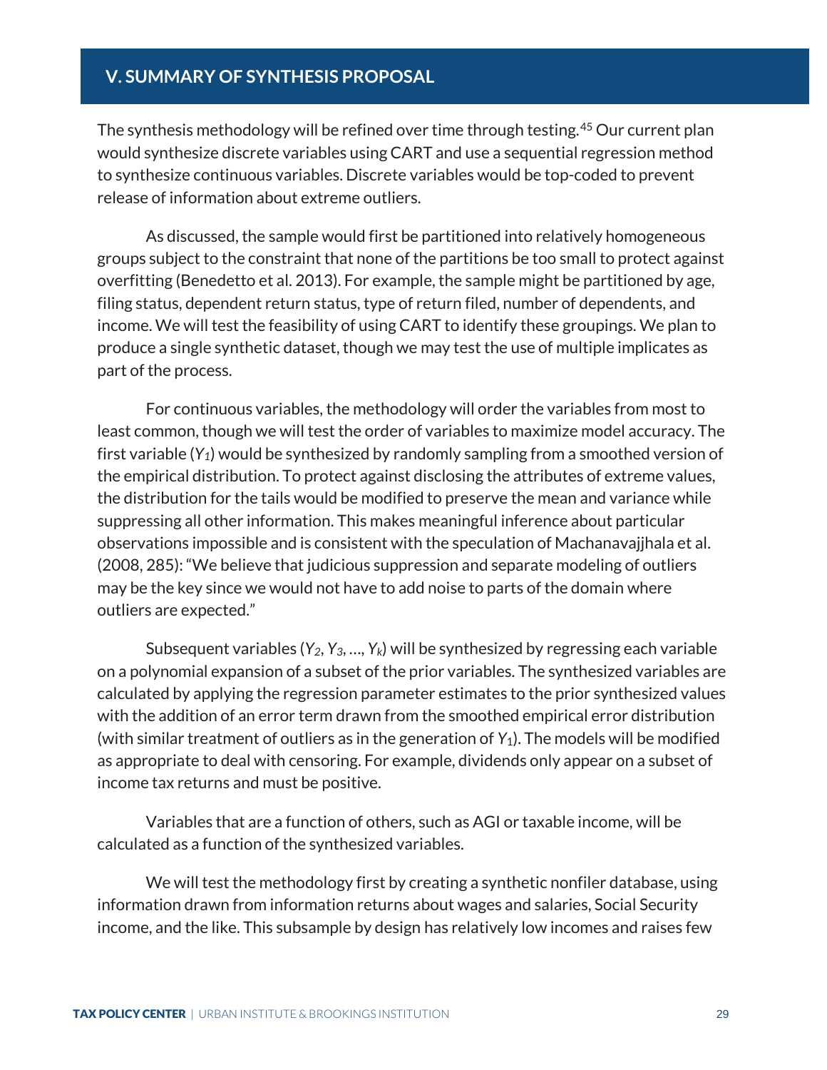## V. SUMMARY OF SYNTHESIS PROPOSAL

The synthesis methodology will be refined over time through testing.[45] Our current plan would synthesize discrete variables using CART and use a sequential regression method to synthesize continuous variables. Discrete variables would be top-coded to prevent release of information about extreme outliers.

As discussed, the sample would first be partitioned into relatively homogeneous groups subject to the constraint that none of the partitions be too small to protect against overfitting (Benedetto et al. 2013). For example, the sample might be partitioned by age, filing status, dependent return status, type of return filed, number of dependents, and income. We will test the feasibility of using CART to identify these groupings. We plan to produce a single synthetic dataset, though we may test the use of multiple implicates as part of the process.

For continuous variables, the methodology will order the variables from most to least common, though we will test the order of variables to maximize model accuracy. The first variable ($Y_1$) would be synthesized by randomly sampling from a smoothed version of the empirical distribution. To protect against disclosing the attributes of extreme values, the distribution for the tails would be modified to preserve the mean and variance while suppressing all other information. This makes meaningful inference about particular observations impossible and is consistent with the speculation of Machanavajjhala et al. (2008, 285): "We believe that judicious suppression and separate modeling of outliers may be the key since we would not have to add noise to parts of the domain where outliers are expected."

Subsequent variables ($Y_2$, $Y_3$, …, $Y_k$) will be synthesized by regressing each variable on a polynomial expansion of a subset of the prior variables. The synthesized variables are calculated by applying the regression parameter estimates to the prior synthesized values with the addition of an error term drawn from the smoothed empirical error distribution (with similar treatment of outliers as in the generation of $Y_1$). The models will be modified as appropriate to deal with censoring. For example, dividends only appear on a subset of income tax returns and must be positive.

Variables that are a function of others, such as AGI or taxable income, will be calculated as a function of the synthesized variables.

We will test the methodology first by creating a synthetic nonfiler database, using information drawn from information returns about wages and salaries, Social Security income, and the like. This subsample by design has relatively low incomes and raises few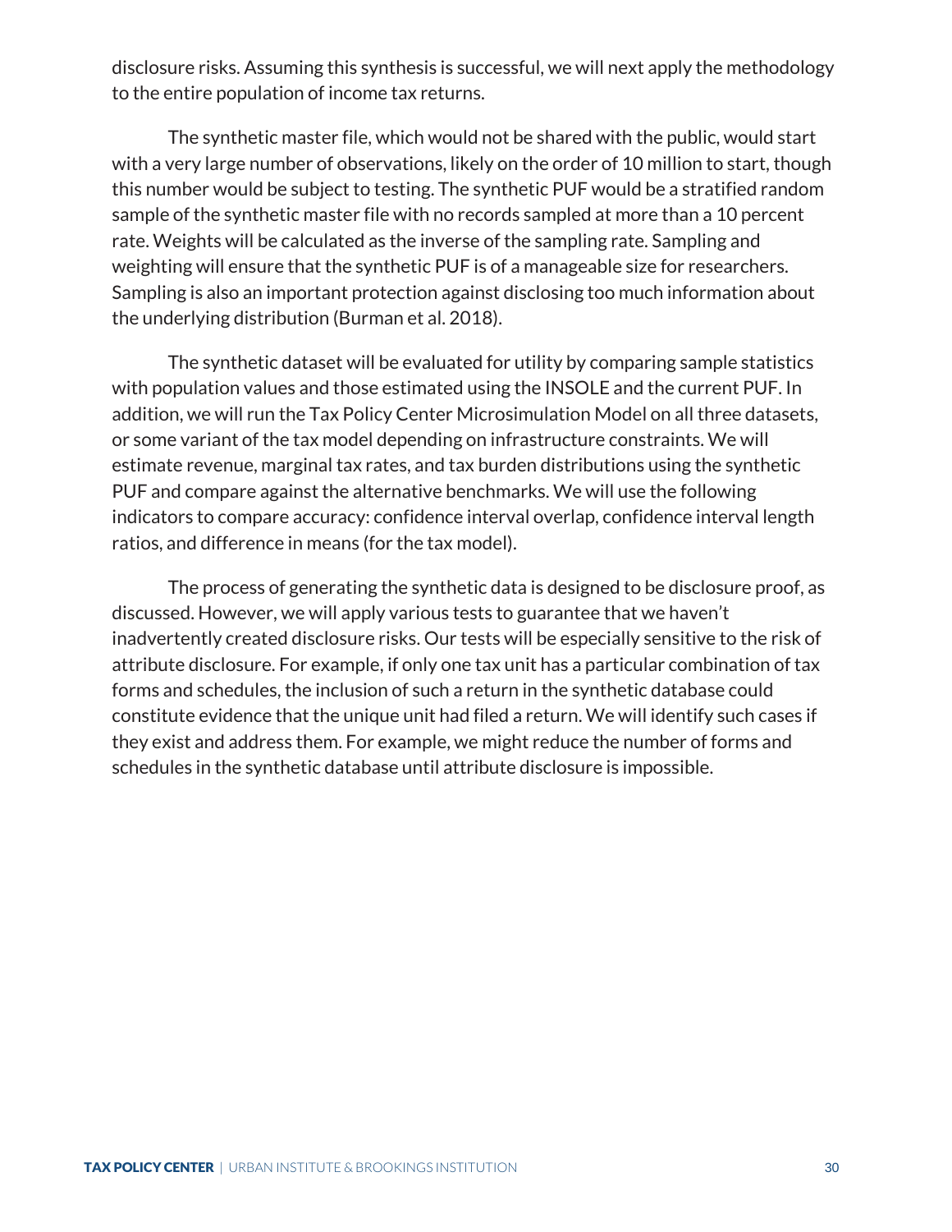disclosure risks. Assuming this synthesis is successful, we will next apply the methodology to the entire population of income tax returns.

The synthetic master file, which would not be shared with the public, would start with a very large number of observations, likely on the order of 10 million to start, though this number would be subject to testing. The synthetic PUF would be a stratified random sample of the synthetic master file with no records sampled at more than a 10 percent rate. Weights will be calculated as the inverse of the sampling rate. Sampling and weighting will ensure that the synthetic PUF is of a manageable size for researchers. Sampling is also an important protection against disclosing too much information about the underlying distribution (Burman et al. 2018).

The synthetic dataset will be evaluated for utility by comparing sample statistics with population values and those estimated using the INSOLE and the current PUF. In addition, we will run the Tax Policy Center Microsimulation Model on all three datasets, or some variant of the tax model depending on infrastructure constraints. We will estimate revenue, marginal tax rates, and tax burden distributions using the synthetic PUF and compare against the alternative benchmarks. We will use the following indicators to compare accuracy: confidence interval overlap, confidence interval length ratios, and difference in means (for the tax model).

The process of generating the synthetic data is designed to be disclosure proof, as discussed. However, we will apply various tests to guarantee that we haven't inadvertently created disclosure risks. Our tests will be especially sensitive to the risk of attribute disclosure. For example, if only one tax unit has a particular combination of tax forms and schedules, the inclusion of such a return in the synthetic database could constitute evidence that the unique unit had filed a return. We will identify such cases if they exist and address them. For example, we might reduce the number of forms and schedules in the synthetic database until attribute disclosure is impossible.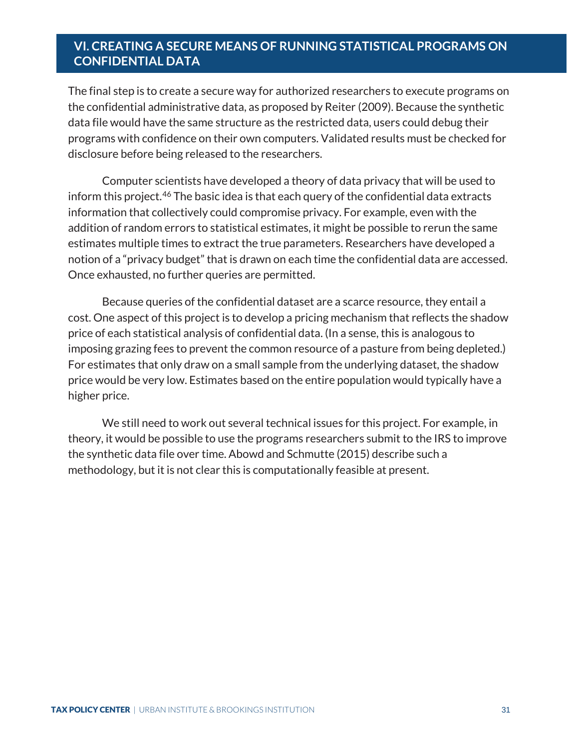## VI. CREATING A SECURE MEANS OF RUNNING STATISTICAL PROGRAMS ON CONFIDENTIAL DATA

The final step is to create a secure way for authorized researchers to execute programs on the confidential administrative data, as proposed by Reiter (2009). Because the synthetic data file would have the same structure as the restricted data, users could debug their programs with confidence on their own computers. Validated results must be checked for disclosure before being released to the researchers.

Computer scientists have developed a theory of data privacy that will be used to inform this project.[46] The basic idea is that each query of the confidential data extracts information that collectively could compromise privacy. For example, even with the addition of random errors to statistical estimates, it might be possible to rerun the same estimates multiple times to extract the true parameters. Researchers have developed a notion of a "privacy budget" that is drawn on each time the confidential data are accessed. Once exhausted, no further queries are permitted.

Because queries of the confidential dataset are a scarce resource, they entail a cost. One aspect of this project is to develop a pricing mechanism that reflects the shadow price of each statistical analysis of confidential data. (In a sense, this is analogous to imposing grazing fees to prevent the common resource of a pasture from being depleted.) For estimates that only draw on a small sample from the underlying dataset, the shadow price would be very low. Estimates based on the entire population would typically have a higher price.

We still need to work out several technical issues for this project. For example, in theory, it would be possible to use the programs researchers submit to the IRS to improve the synthetic data file over time. Abowd and Schmutte (2015) describe such a methodology, but it is not clear this is computationally feasible at present.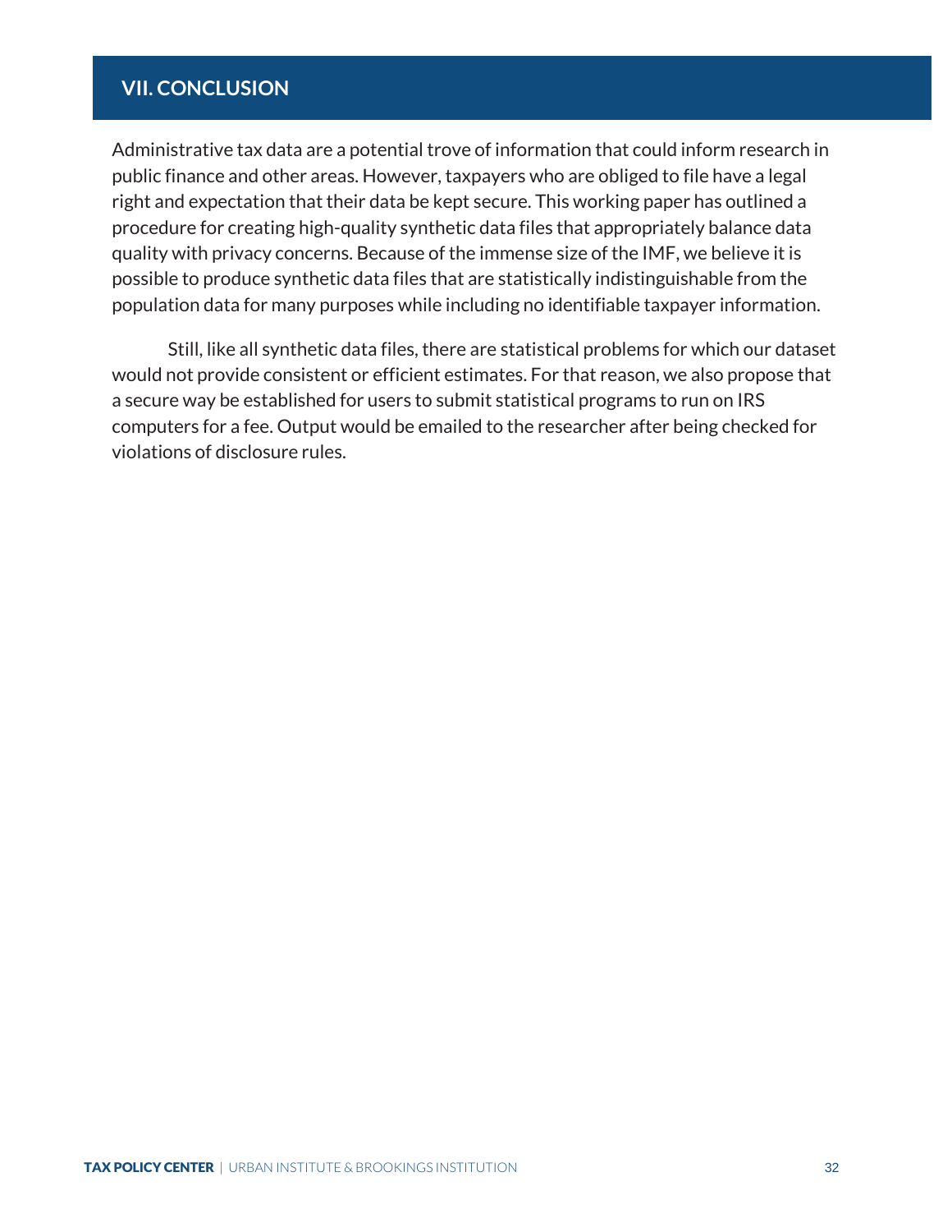## VII. CONCLUSION

Administrative tax data are a potential trove of information that could inform research in public finance and other areas. However, taxpayers who are obliged to file have a legal right and expectation that their data be kept secure. This working paper has outlined a procedure for creating high-quality synthetic data files that appropriately balance data quality with privacy concerns. Because of the immense size of the IMF, we believe it is possible to produce synthetic data files that are statistically indistinguishable from the population data for many purposes while including no identifiable taxpayer information.

Still, like all synthetic data files, there are statistical problems for which our dataset would not provide consistent or efficient estimates. For that reason, we also propose that a secure way be established for users to submit statistical programs to run on IRS computers for a fee. Output would be emailed to the researcher after being checked for violations of disclosure rules.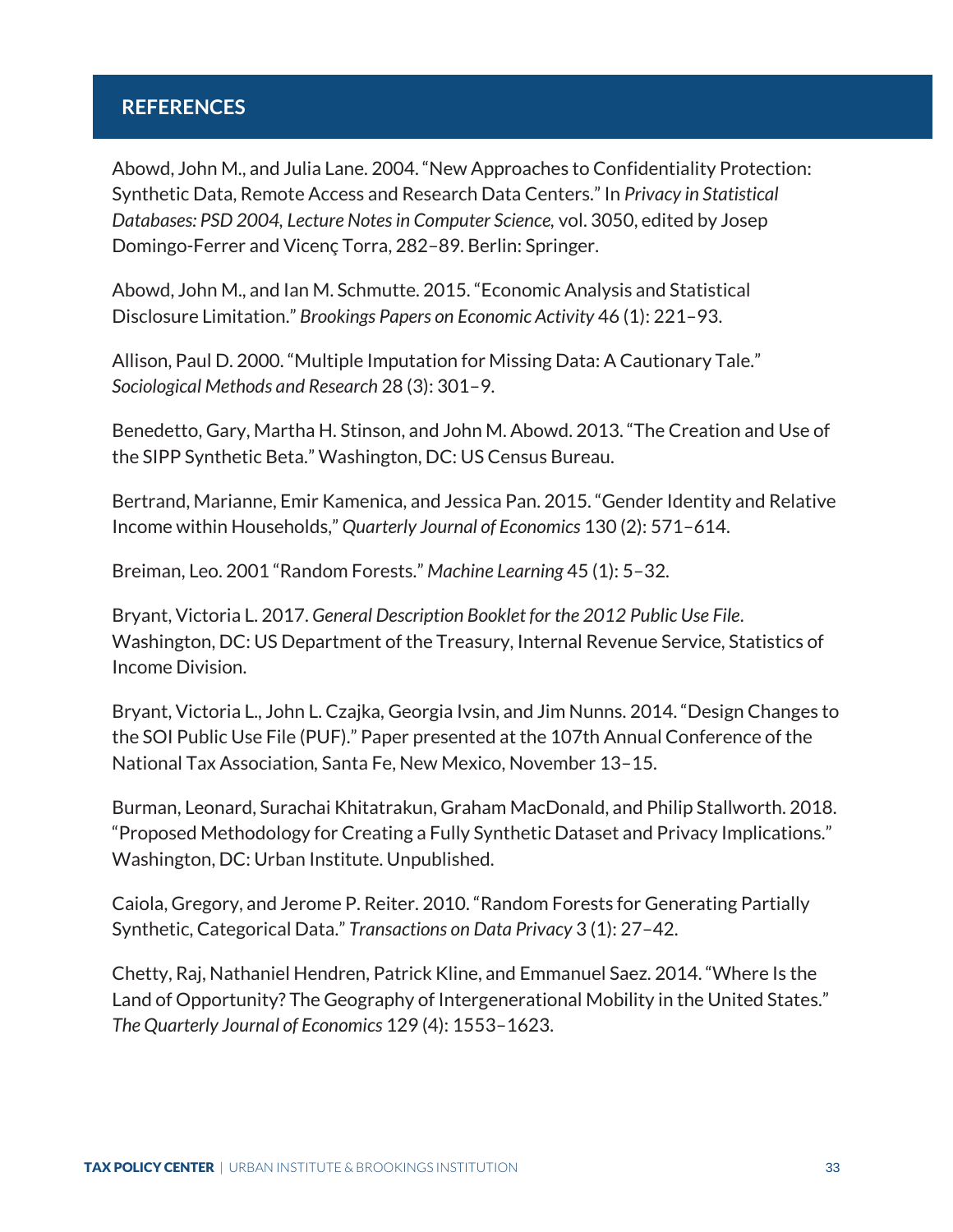## REFERENCES

Abowd, John M., and Julia Lane. 2004. "New Approaches to Confidentiality Protection: Synthetic Data, Remote Access and Research Data Centers." In *Privacy in Statistical Databases: PSD 2004, Lecture Notes in Computer Science,* vol. 3050, edited by Josep Domingo-Ferrer and Vicenç Torra, 282–89. Berlin: Springer.

Abowd, John M., and Ian M. Schmutte. 2015. "Economic Analysis and Statistical Disclosure Limitation." *Brookings Papers on Economic Activity* 46 (1): 221–93.

Allison, Paul D. 2000. "Multiple Imputation for Missing Data: A Cautionary Tale." *Sociological Methods and Research* 28 (3): 301–9.

Benedetto, Gary, Martha H. Stinson, and John M. Abowd. 2013. "The Creation and Use of the SIPP Synthetic Beta." Washington, DC: US Census Bureau.

Bertrand, Marianne, Emir Kamenica, and Jessica Pan. 2015. "Gender Identity and Relative Income within Households," *Quarterly Journal of Economics* 130 (2): 571–614.

Breiman, Leo. 2001 "Random Forests." *Machine Learning* 45 (1): 5–32.

Bryant, Victoria L. 2017. *General Description Booklet for the 2012 Public Use File*. Washington, DC: US Department of the Treasury, Internal Revenue Service, Statistics of Income Division.

Bryant, Victoria L., John L. Czajka, Georgia Ivsin, and Jim Nunns. 2014. "Design Changes to the SOI Public Use File (PUF)." Paper presented at the 107th Annual Conference of the National Tax Association, Santa Fe, New Mexico, November 13–15.

Burman, Leonard, Surachai Khitatrakun, Graham MacDonald, and Philip Stallworth. 2018. "Proposed Methodology for Creating a Fully Synthetic Dataset and Privacy Implications." Washington, DC: Urban Institute. Unpublished.

Caiola, Gregory, and Jerome P. Reiter. 2010. "Random Forests for Generating Partially Synthetic, Categorical Data." *Transactions on Data Privacy* 3 (1): 27–42.

Chetty, Raj, Nathaniel Hendren, Patrick Kline, and Emmanuel Saez. 2014. "Where Is the Land of Opportunity? The Geography of Intergenerational Mobility in the United States." *The Quarterly Journal of Economics* 129 (4): 1553–1623.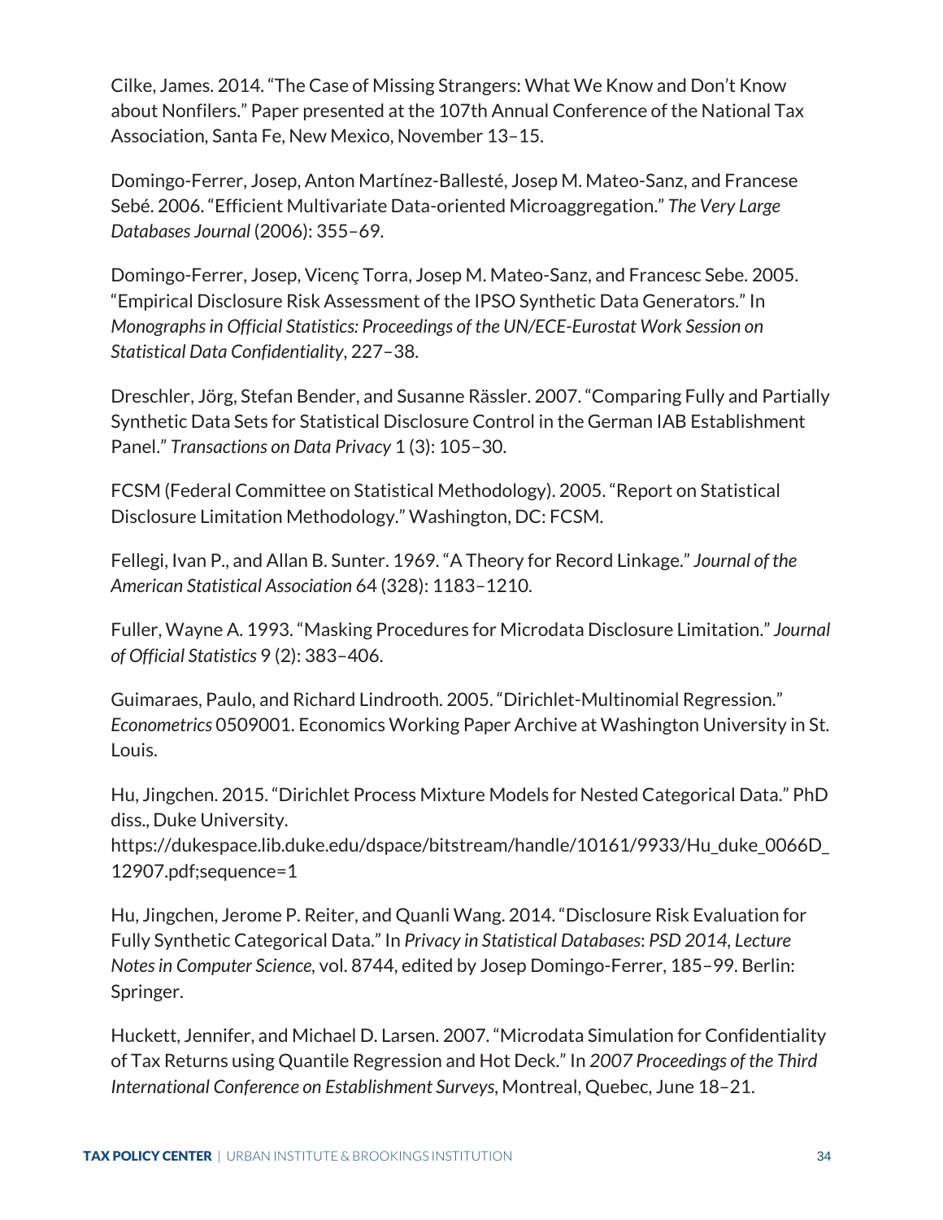Cilke, James. 2014. "The Case of Missing Strangers: What We Know and Don't Know about Nonfilers." Paper presented at the 107th Annual Conference of the National Tax Association, Santa Fe, New Mexico, November 13–15.

Domingo-Ferrer, Josep, Anton Martínez-Ballesté, Josep M. Mateo-Sanz, and Francese Sebé. 2006. "Efficient Multivariate Data-oriented Microaggregation." *The Very Large Databases Journal* (2006): 355–69.

Domingo-Ferrer, Josep, Vicenç Torra, Josep M. Mateo-Sanz, and Francesc Sebe. 2005. "Empirical Disclosure Risk Assessment of the IPSO Synthetic Data Generators." In *Monographs in Official Statistics: Proceedings of the UN/ECE-Eurostat Work Session on Statistical Data Confidentiality*, 227–38.

Dreschler, Jörg, Stefan Bender, and Susanne Rässler. 2007. "Comparing Fully and Partially Synthetic Data Sets for Statistical Disclosure Control in the German IAB Establishment Panel." *Transactions on Data Privacy* 1 (3): 105–30.

FCSM (Federal Committee on Statistical Methodology). 2005. "Report on Statistical Disclosure Limitation Methodology." Washington, DC: FCSM.

Fellegi, Ivan P., and Allan B. Sunter. 1969. "A Theory for Record Linkage." *Journal of the American Statistical Association* 64 (328): 1183–1210.

Fuller, Wayne A. 1993. "Masking Procedures for Microdata Disclosure Limitation." *Journal of Official Statistics* 9 (2): 383–406.

Guimaraes, Paulo, and Richard Lindrooth. 2005. "Dirichlet-Multinomial Regression." *Econometrics* 0509001. Economics Working Paper Archive at Washington University in St. Louis.

Hu, Jingchen. 2015. "Dirichlet Process Mixture Models for Nested Categorical Data." PhD diss., Duke University. https://dukespace.lib.duke.edu/dspace/bitstream/handle/10161/9933/Hu_duke_0066D_12907.pdf;sequence=1

Hu, Jingchen, Jerome P. Reiter, and Quanli Wang. 2014. "Disclosure Risk Evaluation for Fully Synthetic Categorical Data." In *Privacy in Statistical Databases: PSD 2014, Lecture Notes in Computer Science*, vol. 8744, edited by Josep Domingo-Ferrer, 185–99. Berlin: Springer.

Huckett, Jennifer, and Michael D. Larsen. 2007. "Microdata Simulation for Confidentiality of Tax Returns using Quantile Regression and Hot Deck." In *2007 Proceedings of the Third International Conference on Establishment Surveys*, Montreal, Quebec, June 18–21.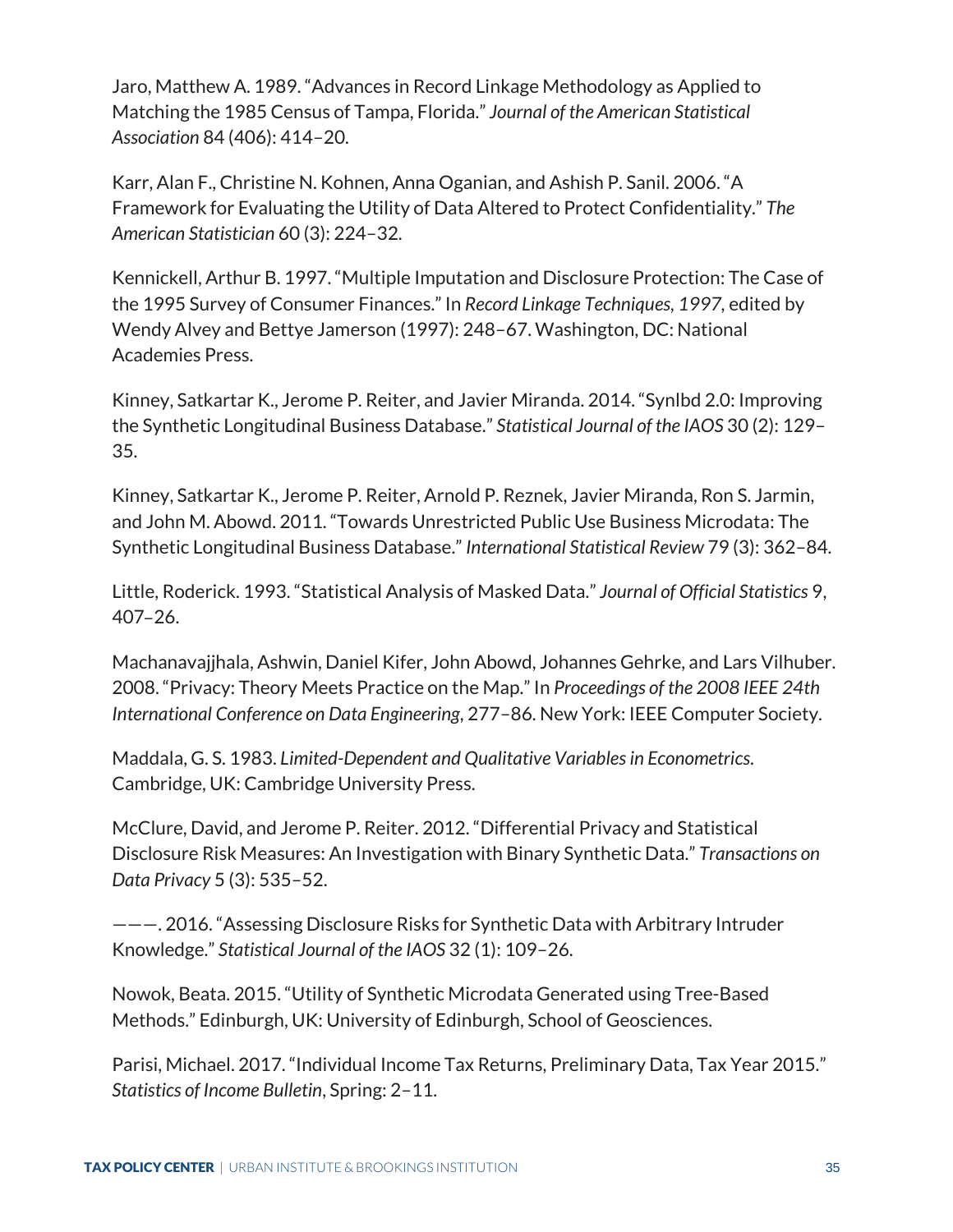Jaro, Matthew A. 1989. "Advances in Record Linkage Methodology as Applied to Matching the 1985 Census of Tampa, Florida." *Journal of the American Statistical Association* 84 (406): 414–20.

Karr, Alan F., Christine N. Kohnen, Anna Oganian, and Ashish P. Sanil. 2006. "A Framework for Evaluating the Utility of Data Altered to Protect Confidentiality." *The American Statistician* 60 (3): 224–32.

Kennickell, Arthur B. 1997. "Multiple Imputation and Disclosure Protection: The Case of the 1995 Survey of Consumer Finances." In *Record Linkage Techniques, 1997*, edited by Wendy Alvey and Bettye Jamerson (1997): 248–67. Washington, DC: National Academies Press.

Kinney, Satkartar K., Jerome P. Reiter, and Javier Miranda. 2014. "Synlbd 2.0: Improving the Synthetic Longitudinal Business Database." *Statistical Journal of the IAOS* 30 (2): 129–35.

Kinney, Satkartar K., Jerome P. Reiter, Arnold P. Reznek, Javier Miranda, Ron S. Jarmin, and John M. Abowd. 2011. "Towards Unrestricted Public Use Business Microdata: The Synthetic Longitudinal Business Database." *International Statistical Review* 79 (3): 362–84.

Little, Roderick. 1993. "Statistical Analysis of Masked Data." *Journal of Official Statistics* 9, 407–26.

Machanavajjhala, Ashwin, Daniel Kifer, John Abowd, Johannes Gehrke, and Lars Vilhuber. 2008. "Privacy: Theory Meets Practice on the Map." In *Proceedings of the 2008 IEEE 24th International Conference on Data Engineering*, 277–86. New York: IEEE Computer Society.

Maddala, G. S. 1983. *Limited-Dependent and Qualitative Variables in Econometrics.* Cambridge, UK: Cambridge University Press.

McClure, David, and Jerome P. Reiter. 2012. "Differential Privacy and Statistical Disclosure Risk Measures: An Investigation with Binary Synthetic Data." *Transactions on Data Privacy* 5 (3): 535–52.

———. 2016. "Assessing Disclosure Risks for Synthetic Data with Arbitrary Intruder Knowledge." *Statistical Journal of the IAOS* 32 (1): 109–26.

Nowok, Beata. 2015. "Utility of Synthetic Microdata Generated using Tree-Based Methods." Edinburgh, UK: University of Edinburgh, School of Geosciences.

Parisi, Michael. 2017. "Individual Income Tax Returns, Preliminary Data, Tax Year 2015." *Statistics of Income Bulletin*, Spring: 2–11.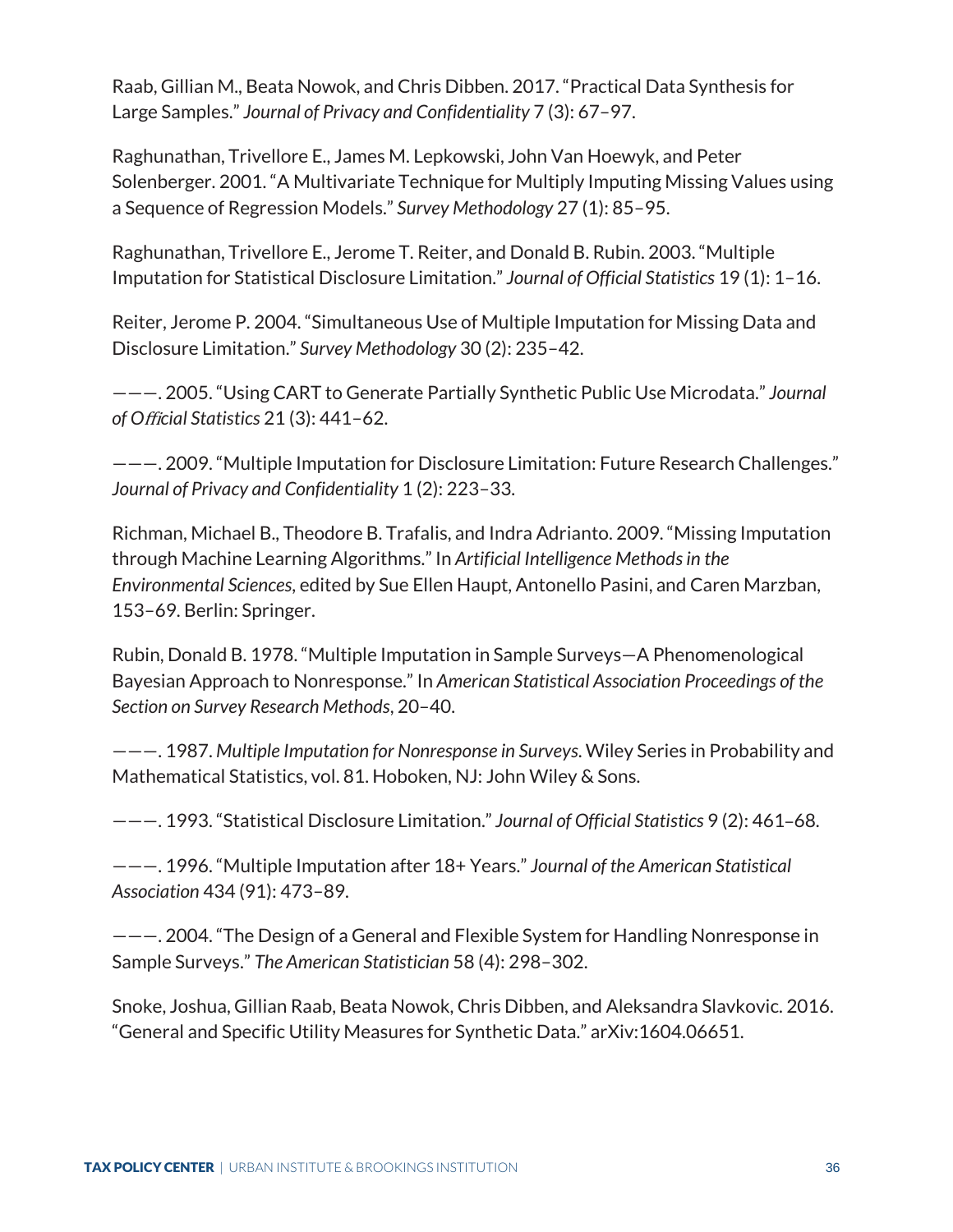Raab, Gillian M., Beata Nowok, and Chris Dibben. 2017. "Practical Data Synthesis for Large Samples." *Journal of Privacy and Confidentiality* 7 (3): 67–97.

Raghunathan, Trivellore E., James M. Lepkowski, John Van Hoewyk, and Peter Solenberger. 2001. "A Multivariate Technique for Multiply Imputing Missing Values using a Sequence of Regression Models." *Survey Methodology* 27 (1): 85–95.

Raghunathan, Trivellore E., Jerome T. Reiter, and Donald B. Rubin. 2003. "Multiple Imputation for Statistical Disclosure Limitation." *Journal of Official Statistics* 19 (1): 1–16.

Reiter, Jerome P. 2004. "Simultaneous Use of Multiple Imputation for Missing Data and Disclosure Limitation." *Survey Methodology* 30 (2): 235–42.

———. 2005. "Using CART to Generate Partially Synthetic Public Use Microdata." *Journal of Official Statistics* 21 (3): 441–62.

———. 2009. "Multiple Imputation for Disclosure Limitation: Future Research Challenges." *Journal of Privacy and Confidentiality* 1 (2): 223–33.

Richman, Michael B., Theodore B. Trafalis, and Indra Adrianto. 2009. "Missing Imputation through Machine Learning Algorithms." In *Artificial Intelligence Methods in the Environmental Sciences*, edited by Sue Ellen Haupt, Antonello Pasini, and Caren Marzban, 153–69. Berlin: Springer.

Rubin, Donald B. 1978. "Multiple Imputation in Sample Surveys—A Phenomenological Bayesian Approach to Nonresponse." In *American Statistical Association Proceedings of the Section on Survey Research Methods*, 20–40.

———. 1987. *Multiple Imputation for Nonresponse in Surveys*. Wiley Series in Probability and Mathematical Statistics, vol. 81. Hoboken, NJ: John Wiley & Sons.

———. 1993. "Statistical Disclosure Limitation." *Journal of Official Statistics* 9 (2): 461–68.

———. 1996. "Multiple Imputation after 18+ Years." *Journal of the American Statistical Association* 434 (91): 473–89.

———. 2004. "The Design of a General and Flexible System for Handling Nonresponse in Sample Surveys." *The American Statistician* 58 (4): 298–302.

Snoke, Joshua, Gillian Raab, Beata Nowok, Chris Dibben, and Aleksandra Slavkovic. 2016. "General and Specific Utility Measures for Synthetic Data." arXiv:1604.06651.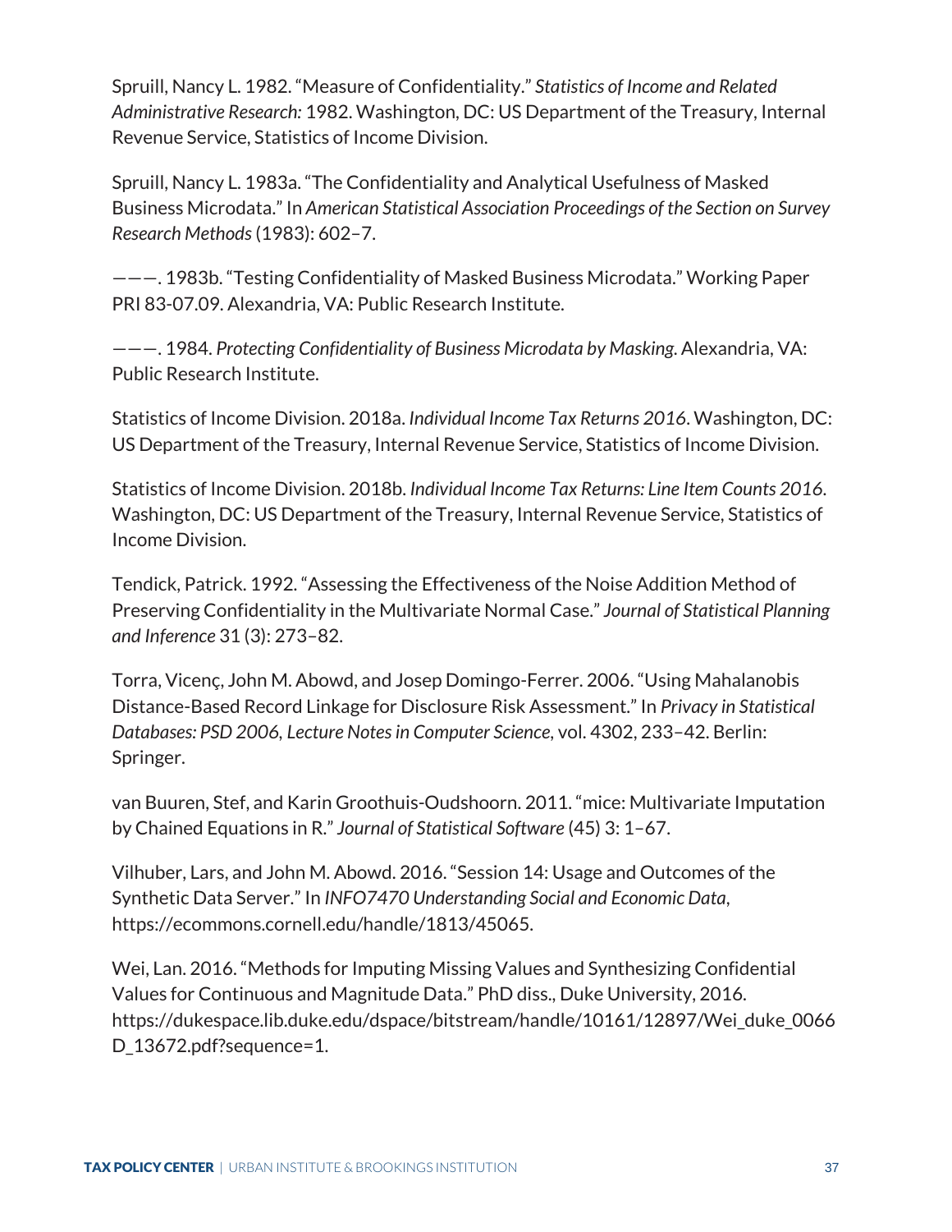Spruill, Nancy L. 1982. “Measure of Confidentiality.” *Statistics of Income and Related Administrative Research:* 1982. Washington, DC: US Department of the Treasury, Internal Revenue Service, Statistics of Income Division.

Spruill, Nancy L. 1983a. “The Confidentiality and Analytical Usefulness of Masked Business Microdata.” In *American Statistical Association Proceedings of the Section on Survey Research Methods* (1983): 602–7.

———. 1983b. “Testing Confidentiality of Masked Business Microdata.” Working Paper PRI 83-07.09. Alexandria, VA: Public Research Institute.

———. 1984. *Protecting Confidentiality of Business Microdata by Masking*. Alexandria, VA: Public Research Institute.

Statistics of Income Division. 2018a. *Individual Income Tax Returns 2016*. Washington, DC: US Department of the Treasury, Internal Revenue Service, Statistics of Income Division.

Statistics of Income Division. 2018b. *Individual Income Tax Returns: Line Item Counts 2016*. Washington, DC: US Department of the Treasury, Internal Revenue Service, Statistics of Income Division.

Tendick, Patrick. 1992. “Assessing the Effectiveness of the Noise Addition Method of Preserving Confidentiality in the Multivariate Normal Case.” *Journal of Statistical Planning and Inference* 31 (3): 273–82.

Torra, Vicenç, John M. Abowd, and Josep Domingo-Ferrer. 2006. “Using Mahalanobis Distance-Based Record Linkage for Disclosure Risk Assessment.” In *Privacy in Statistical Databases: PSD 2006, Lecture Notes in Computer Science*, vol. 4302, 233–42. Berlin: Springer.

van Buuren, Stef, and Karin Groothuis-Oudshoorn. 2011. “mice: Multivariate Imputation by Chained Equations in R.” *Journal of Statistical Software* (45) 3: 1–67.

Vilhuber, Lars, and John M. Abowd. 2016. “Session 14: Usage and Outcomes of the Synthetic Data Server.” In *INFO7470 Understanding Social and Economic Data*, https://ecommons.cornell.edu/handle/1813/45065.

Wei, Lan. 2016. “Methods for Imputing Missing Values and Synthesizing Confidential Values for Continuous and Magnitude Data.” PhD diss., Duke University, 2016. https://dukespace.lib.duke.edu/dspace/bitstream/handle/10161/12897/Wei_duke_0066D_13672.pdf?sequence=1.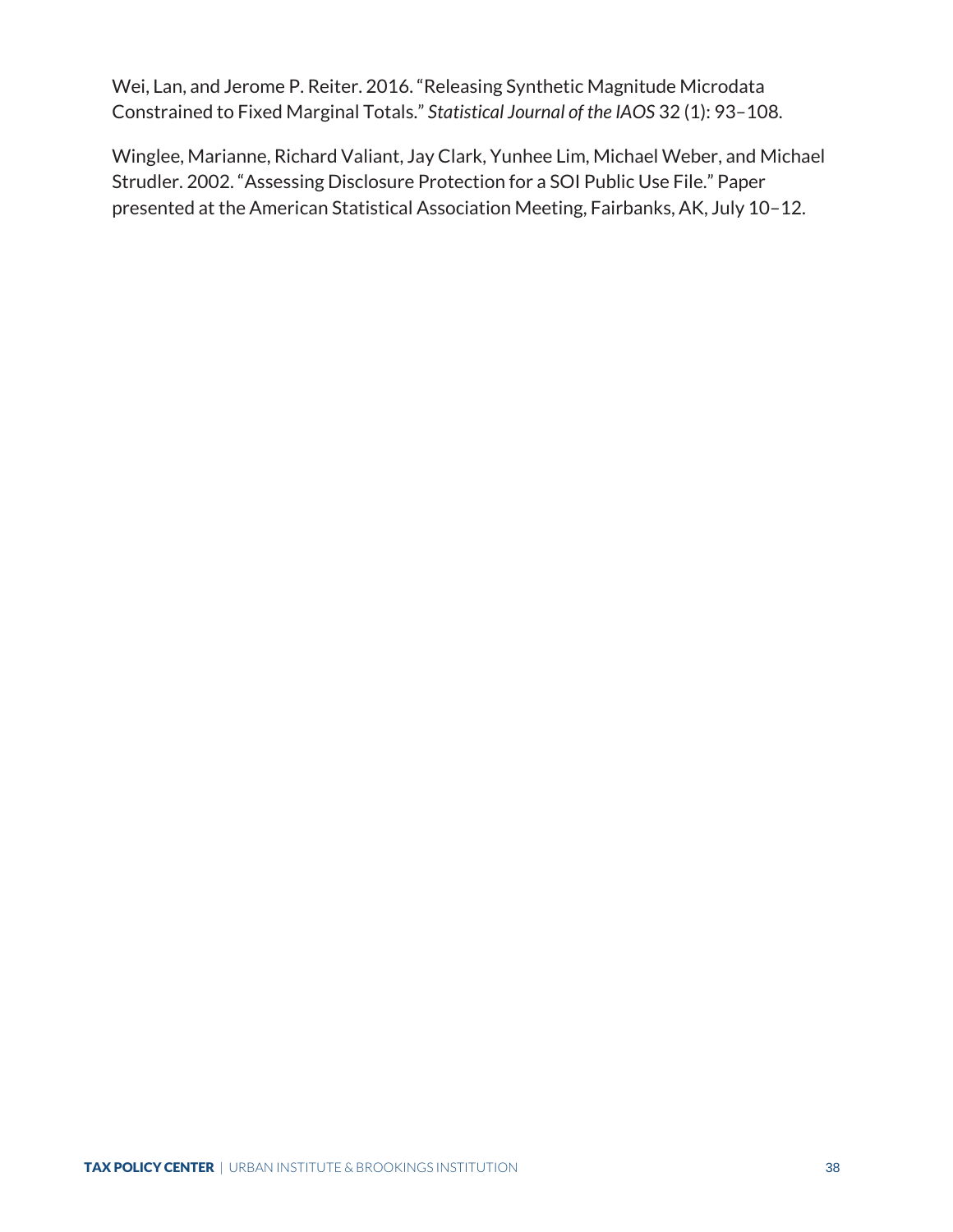Wei, Lan, and Jerome P. Reiter. 2016. "Releasing Synthetic Magnitude Microdata Constrained to Fixed Marginal Totals." *Statistical Journal of the IAOS* 32 (1): 93–108.

Winglee, Marianne, Richard Valiant, Jay Clark, Yunhee Lim, Michael Weber, and Michael Strudler. 2002. "Assessing Disclosure Protection for a SOI Public Use File." Paper presented at the American Statistical Association Meeting, Fairbanks, AK, July 10–12.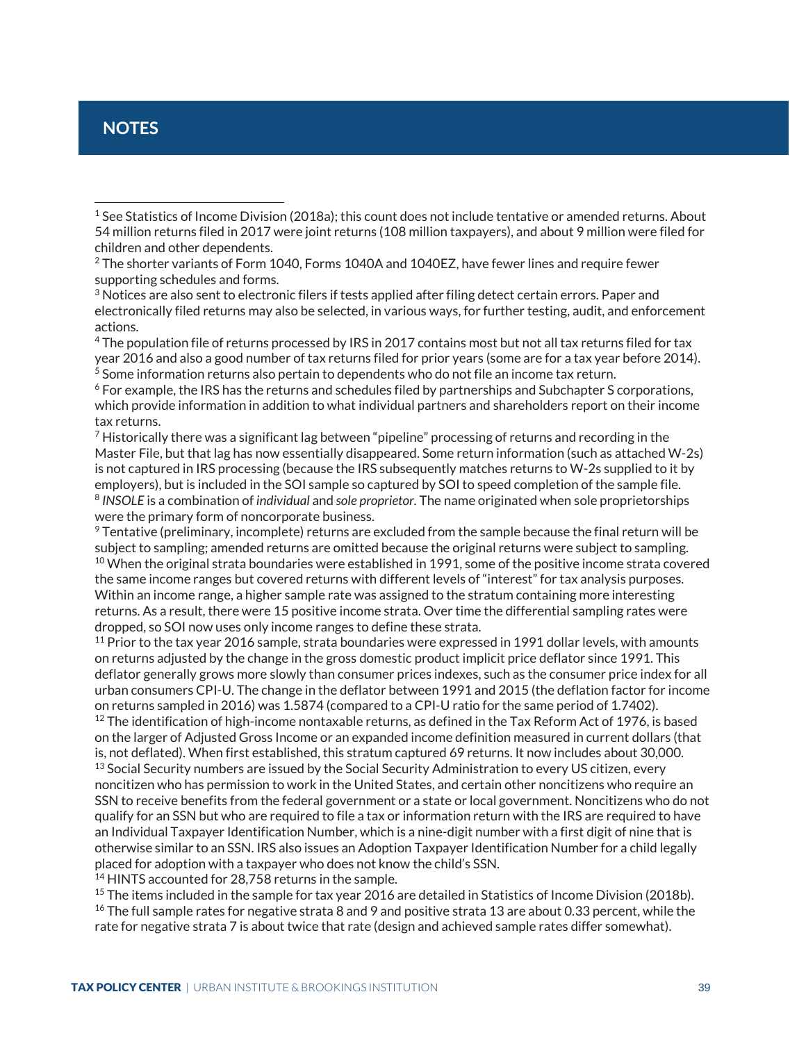## NOTES

[1] See Statistics of Income Division (2018a); this count does not include tentative or amended returns. About 54 million returns filed in 2017 were joint returns (108 million taxpayers), and about 9 million were filed for children and other dependents.

[2] The shorter variants of Form 1040, Forms 1040A and 1040EZ, have fewer lines and require fewer supporting schedules and forms.

[3] Notices are also sent to electronic filers if tests applied after filing detect certain errors. Paper and electronically filed returns may also be selected, in various ways, for further testing, audit, and enforcement actions.

[4] The population file of returns processed by IRS in 2017 contains most but not all tax returns filed for tax year 2016 and also a good number of tax returns filed for prior years (some are for a tax year before 2014).

[5] Some information returns also pertain to dependents who do not file an income tax return.

[6] For example, the IRS has the returns and schedules filed by partnerships and Subchapter S corporations, which provide information in addition to what individual partners and shareholders report on their income tax returns.

[7] Historically there was a significant lag between "pipeline" processing of returns and recording in the Master File, but that lag has now essentially disappeared. Some return information (such as attached W-2s) is not captured in IRS processing (because the IRS subsequently matches returns to W-2s supplied to it by employers), but is included in the SOI sample so captured by SOI to speed completion of the sample file.

[8] *INSOLE* is a combination of *individual* and *sole proprietor*. The name originated when sole proprietorships were the primary form of noncorporate business.

[9] Tentative (preliminary, incomplete) returns are excluded from the sample because the final return will be subject to sampling; amended returns are omitted because the original returns were subject to sampling.

[10] When the original strata boundaries were established in 1991, some of the positive income strata covered the same income ranges but covered returns with different levels of "interest" for tax analysis purposes. Within an income range, a higher sample rate was assigned to the stratum containing more interesting returns. As a result, there were 15 positive income strata. Over time the differential sampling rates were dropped, so SOI now uses only income ranges to define these strata.

[11] Prior to the tax year 2016 sample, strata boundaries were expressed in 1991 dollar levels, with amounts on returns adjusted by the change in the gross domestic product implicit price deflator since 1991. This deflator generally grows more slowly than consumer prices indexes, such as the consumer price index for all urban consumers CPI-U. The change in the deflator between 1991 and 2015 (the deflation factor for income on returns sampled in 2016) was 1.5874 (compared to a CPI-U ratio for the same period of 1.7402).

[12] The identification of high-income nontaxable returns, as defined in the Tax Reform Act of 1976, is based on the larger of Adjusted Gross Income or an expanded income definition measured in current dollars (that is, not deflated). When first established, this stratum captured 69 returns. It now includes about 30,000.

[13] Social Security numbers are issued by the Social Security Administration to every US citizen, every noncitizen who has permission to work in the United States, and certain other noncitizens who require an SSN to receive benefits from the federal government or a state or local government. Noncitizens who do not qualify for an SSN but who are required to file a tax or information return with the IRS are required to have an Individual Taxpayer Identification Number, which is a nine-digit number with a first digit of nine that is otherwise similar to an SSN. IRS also issues an Adoption Taxpayer Identification Number for a child legally placed for adoption with a taxpayer who does not know the child's SSN.

[14] HINTS accounted for 28,758 returns in the sample.

[15] The items included in the sample for tax year 2016 are detailed in Statistics of Income Division (2018b).

[16] The full sample rates for negative strata 8 and 9 and positive strata 13 are about 0.33 percent, while the rate for negative strata 7 is about twice that rate (design and achieved sample rates differ somewhat).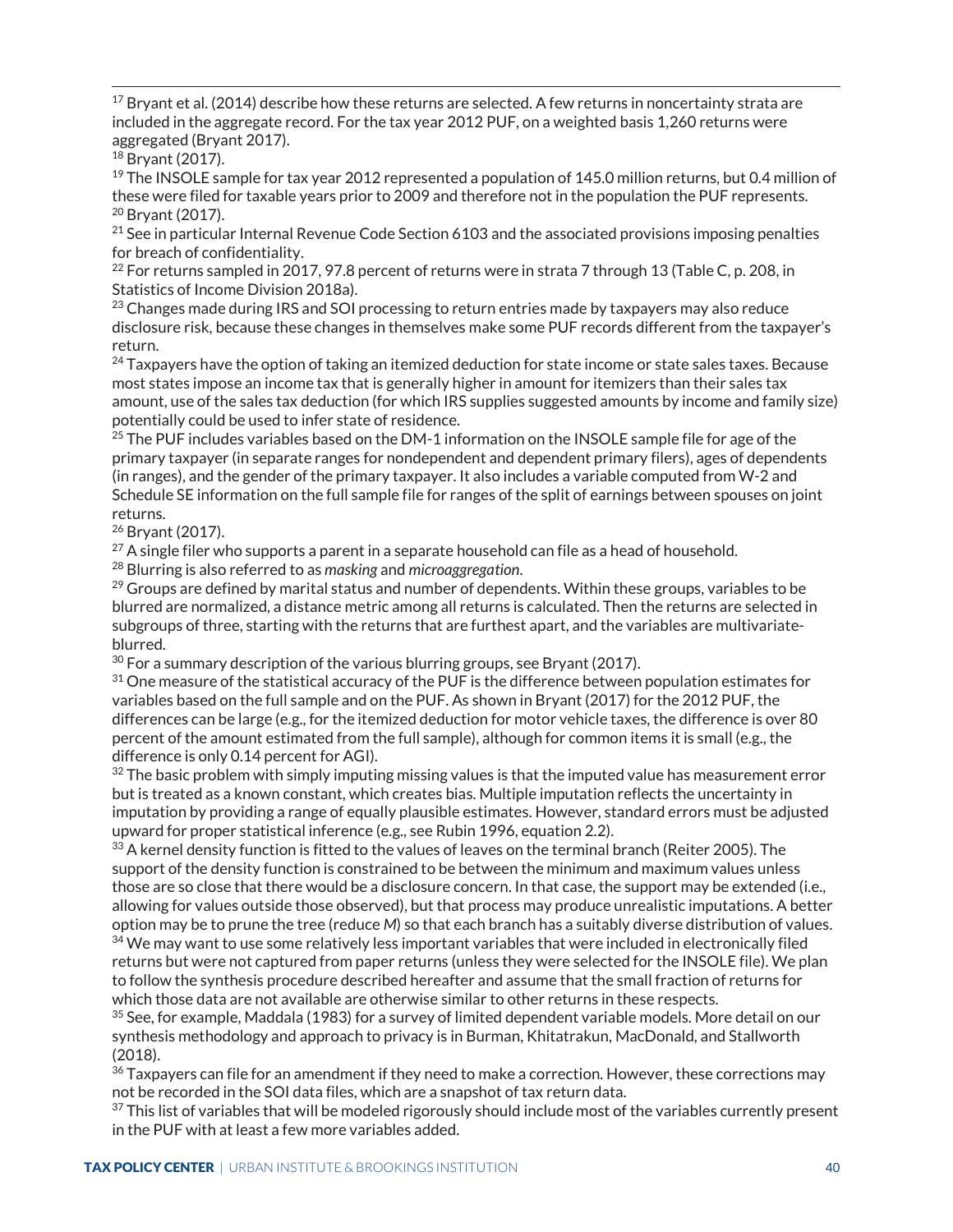[17] Bryant et al. (2014) describe how these returns are selected. A few returns in noncertainty strata are included in the aggregate record. For the tax year 2012 PUF, on a weighted basis 1,260 returns were aggregated (Bryant 2017).

[18] Bryant (2017).

[19] The INSOLE sample for tax year 2012 represented a population of 145.0 million returns, but 0.4 million of these were filed for taxable years prior to 2009 and therefore not in the population the PUF represents.

[20] Bryant (2017).

[21] See in particular Internal Revenue Code Section 6103 and the associated provisions imposing penalties for breach of confidentiality.

[22] For returns sampled in 2017, 97.8 percent of returns were in strata 7 through 13 (Table C, p. 208, in Statistics of Income Division 2018a).

[23] Changes made during IRS and SOI processing to return entries made by taxpayers may also reduce disclosure risk, because these changes in themselves make some PUF records different from the taxpayer's return.

[24] Taxpayers have the option of taking an itemized deduction for state income or state sales taxes. Because most states impose an income tax that is generally higher in amount for itemizers than their sales tax amount, use of the sales tax deduction (for which IRS supplies suggested amounts by income and family size) potentially could be used to infer state of residence.

[25] The PUF includes variables based on the DM-1 information on the INSOLE sample file for age of the primary taxpayer (in separate ranges for nondependent and dependent primary filers), ages of dependents (in ranges), and the gender of the primary taxpayer. It also includes a variable computed from W-2 and Schedule SE information on the full sample file for ranges of the split of earnings between spouses on joint returns.

[26] Bryant (2017).

[27] A single filer who supports a parent in a separate household can file as a head of household.

[28] Blurring is also referred to as *masking* and *microaggregation*.

[29] Groups are defined by marital status and number of dependents. Within these groups, variables to be blurred are normalized, a distance metric among all returns is calculated. Then the returns are selected in subgroups of three, starting with the returns that are furthest apart, and the variables are multivariate-blurred.

[30] For a summary description of the various blurring groups, see Bryant (2017).

[31] One measure of the statistical accuracy of the PUF is the difference between population estimates for variables based on the full sample and on the PUF. As shown in Bryant (2017) for the 2012 PUF, the differences can be large (e.g., for the itemized deduction for motor vehicle taxes, the difference is over 80 percent of the amount estimated from the full sample), although for common items it is small (e.g., the difference is only 0.14 percent for AGI).

[32] The basic problem with simply imputing missing values is that the imputed value has measurement error but is treated as a known constant, which creates bias. Multiple imputation reflects the uncertainty in imputation by providing a range of equally plausible estimates. However, standard errors must be adjusted upward for proper statistical inference (e.g., see Rubin 1996, equation 2.2).

[33] A kernel density function is fitted to the values of leaves on the terminal branch (Reiter 2005). The support of the density function is constrained to be between the minimum and maximum values unless those are so close that there would be a disclosure concern. In that case, the support may be extended (i.e., allowing for values outside those observed), but that process may produce unrealistic imputations. A better option may be to prune the tree (reduce $M$) so that each branch has a suitably diverse distribution of values.

[34] We may want to use some relatively less important variables that were included in electronically filed returns but were not captured from paper returns (unless they were selected for the INSOLE file). We plan to follow the synthesis procedure described hereafter and assume that the small fraction of returns for which those data are not available are otherwise similar to other returns in these respects.

[35] See, for example, Maddala (1983) for a survey of limited dependent variable models. More detail on our synthesis methodology and approach to privacy is in Burman, Khitatrakun, MacDonald, and Stallworth (2018).

[36] Taxpayers can file for an amendment if they need to make a correction. However, these corrections may not be recorded in the SOI data files, which are a snapshot of tax return data.

[37] This list of variables that will be modeled rigorously should include most of the variables currently present in the PUF with at least a few more variables added.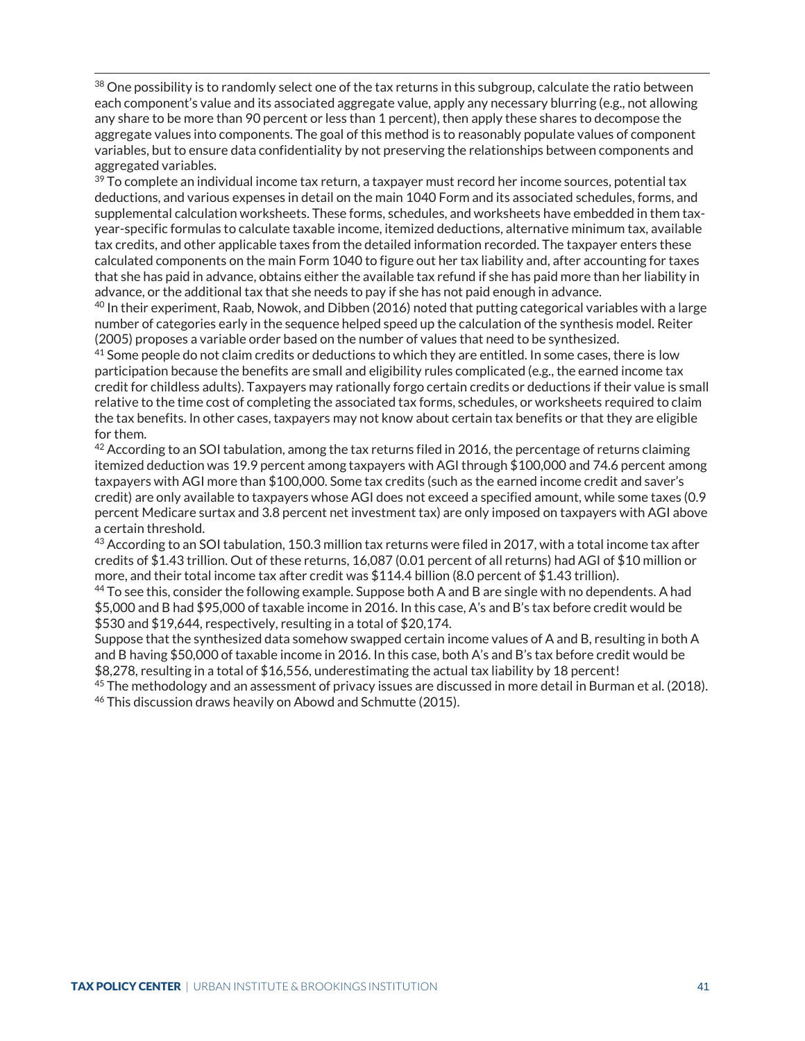[38] One possibility is to randomly select one of the tax returns in this subgroup, calculate the ratio between each component's value and its associated aggregate value, apply any necessary blurring (e.g., not allowing any share to be more than 90 percent or less than 1 percent), then apply these shares to decompose the aggregate values into components. The goal of this method is to reasonably populate values of component variables, but to ensure data confidentiality by not preserving the relationships between components and aggregated variables.

[39] To complete an individual income tax return, a taxpayer must record her income sources, potential tax deductions, and various expenses in detail on the main 1040 Form and its associated schedules, forms, and supplemental calculation worksheets. These forms, schedules, and worksheets have embedded in them tax-year-specific formulas to calculate taxable income, itemized deductions, alternative minimum tax, available tax credits, and other applicable taxes from the detailed information recorded. The taxpayer enters these calculated components on the main Form 1040 to figure out her tax liability and, after accounting for taxes that she has paid in advance, obtains either the available tax refund if she has paid more than her liability in advance, or the additional tax that she needs to pay if she has not paid enough in advance.

[40] In their experiment, Raab, Nowok, and Dibben (2016) noted that putting categorical variables with a large number of categories early in the sequence helped speed up the calculation of the synthesis model. Reiter (2005) proposes a variable order based on the number of values that need to be synthesized.

[41] Some people do not claim credits or deductions to which they are entitled. In some cases, there is low participation because the benefits are small and eligibility rules complicated (e.g., the earned income tax credit for childless adults). Taxpayers may rationally forgo certain credits or deductions if their value is small relative to the time cost of completing the associated tax forms, schedules, or worksheets required to claim the tax benefits. In other cases, taxpayers may not know about certain tax benefits or that they are eligible for them.

[42] According to an SOI tabulation, among the tax returns filed in 2016, the percentage of returns claiming itemized deduction was 19.9 percent among taxpayers with AGI through $100,000 and 74.6 percent among taxpayers with AGI more than $100,000. Some tax credits (such as the earned income credit and saver's credit) are only available to taxpayers whose AGI does not exceed a specified amount, while some taxes (0.9 percent Medicare surtax and 3.8 percent net investment tax) are only imposed on taxpayers with AGI above a certain threshold.

[43] According to an SOI tabulation, 150.3 million tax returns were filed in 2017, with a total income tax after credits of $1.43 trillion. Out of these returns, 16,087 (0.01 percent of all returns) had AGI of $10 million or more, and their total income tax after credit was $114.4 billion (8.0 percent of $1.43 trillion).

[44] To see this, consider the following example. Suppose both A and B are single with no dependents. A had $5,000 and B had $95,000 of taxable income in 2016. In this case, A's and B's tax before credit would be $530 and $19,644, respectively, resulting in a total of $20,174.

Suppose that the synthesized data somehow swapped certain income values of A and B, resulting in both A and B having $50,000 of taxable income in 2016. In this case, both A's and B's tax before credit would be $8,278, resulting in a total of $16,556, underestimating the actual tax liability by 18 percent!

[45] The methodology and an assessment of privacy issues are discussed in more detail in Burman et al. (2018).

[46] This discussion draws heavily on Abowd and Schmutte (2015).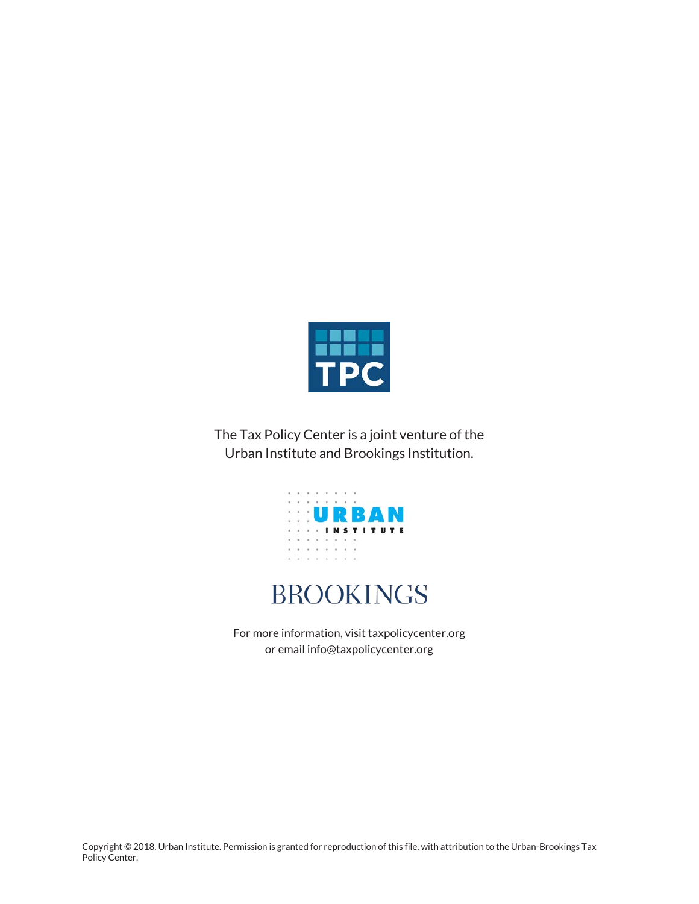TPC

The Tax Policy Center is a joint venture of the Urban Institute and Brookings Institution.

URBAN INSTITUTE

BROOKINGS

For more information, visit taxpolicycenter.org
or email info@taxpolicycenter.org

Copyright © 2018. Urban Institute. Permission is granted for reproduction of this file, with attribution to the Urban-Brookings Tax Policy Center.